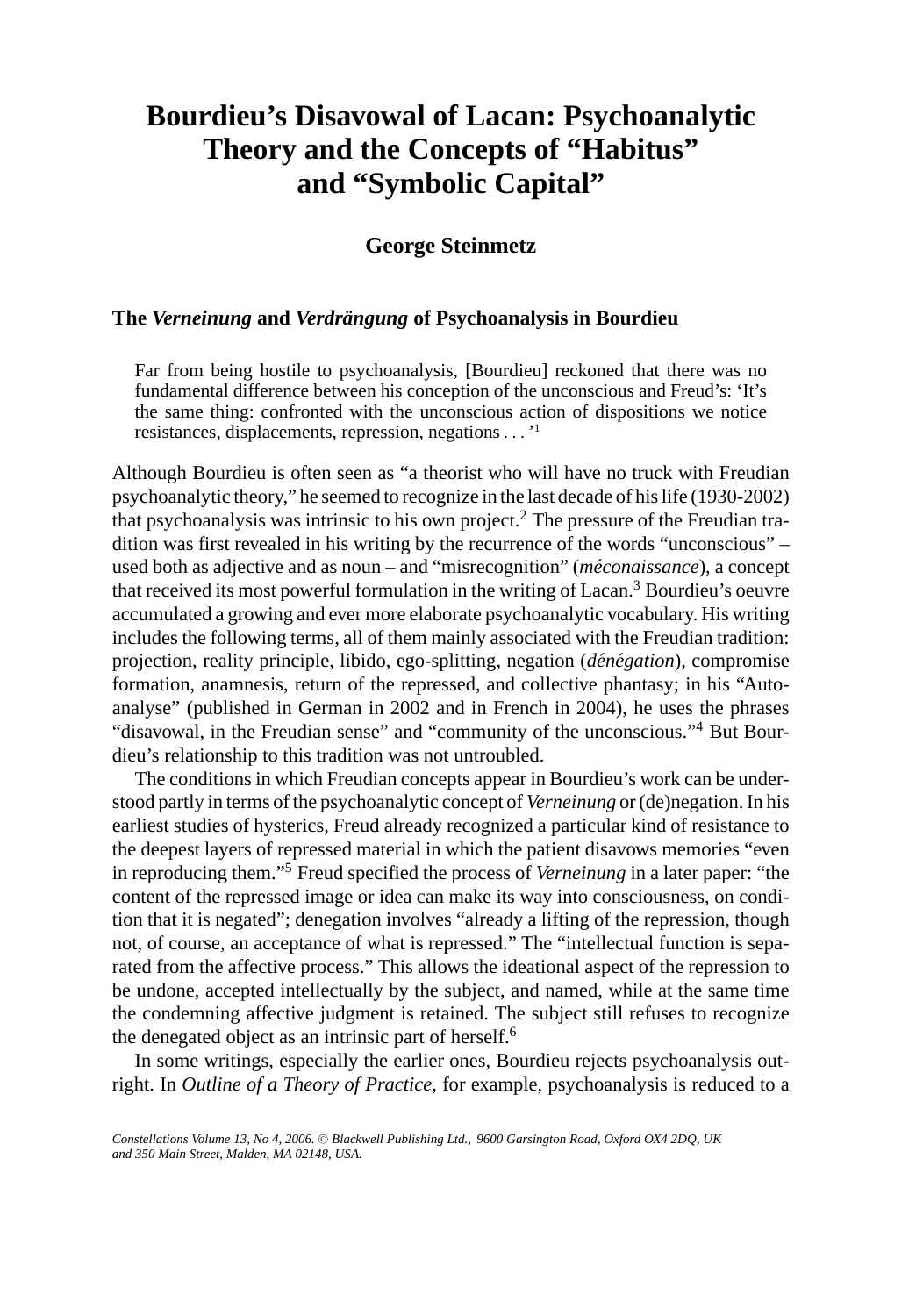# Bourdieu's Disavowal of Lacan: Psychoanalytic Theory and the Concepts of "Habitus" and "Symbolic Capital"

**George Steinmetz**

## The *Verneinung* and *Verdrängung* of Psychoanalysis in Bourdieu

> Far from being hostile to psychoanalysis, [Bourdieu] reckoned that there was no fundamental difference between his conception of the unconscious and Freud's: 'It's the same thing: confronted with the unconscious action of dispositions we notice resistances, displacements, repression, negations . . . '[1]

Although Bourdieu is often seen as "a theorist who will have no truck with Freudian psychoanalytic theory," he seemed to recognize in the last decade of his life (1930-2002) that psychoanalysis was intrinsic to his own project.[2] The pressure of the Freudian tradition was first revealed in his writing by the recurrence of the words "unconscious" – used both as adjective and as noun – and "misrecognition" (*méconaissance*), a concept that received its most powerful formulation in the writing of Lacan.[3] Bourdieu's oeuvre accumulated a growing and ever more elaborate psychoanalytic vocabulary. His writing includes the following terms, all of them mainly associated with the Freudian tradition: projection, reality principle, libido, ego-splitting, negation (*dénégation*), compromise formation, anamnesis, return of the repressed, and collective phantasy; in his "Auto-analyse" (published in German in 2002 and in French in 2004), he uses the phrases "disavowal, in the Freudian sense" and "community of the unconscious."[4] But Bourdieu's relationship to this tradition was not untroubled.

The conditions in which Freudian concepts appear in Bourdieu's work can be understood partly in terms of the psychoanalytic concept of *Verneinung* or (de)negation. In his earliest studies of hysterics, Freud already recognized a particular kind of resistance to the deepest layers of repressed material in which the patient disavows memories "even in reproducing them."[5] Freud specified the process of *Verneinung* in a later paper: "the content of the repressed image or idea can make its way into consciousness, on condition that it is negated"; denegation involves "already a lifting of the repression, though not, of course, an acceptance of what is repressed." The "intellectual function is separated from the affective process." This allows the ideational aspect of the repression to be undone, accepted intellectually by the subject, and named, while at the same time the condemning affective judgment is retained. The subject still refuses to recognize the denegated object as an intrinsic part of herself.[6]

In some writings, especially the earlier ones, Bourdieu rejects psychoanalysis outright. In *Outline of a Theory of Practice*, for example, psychoanalysis is reduced to a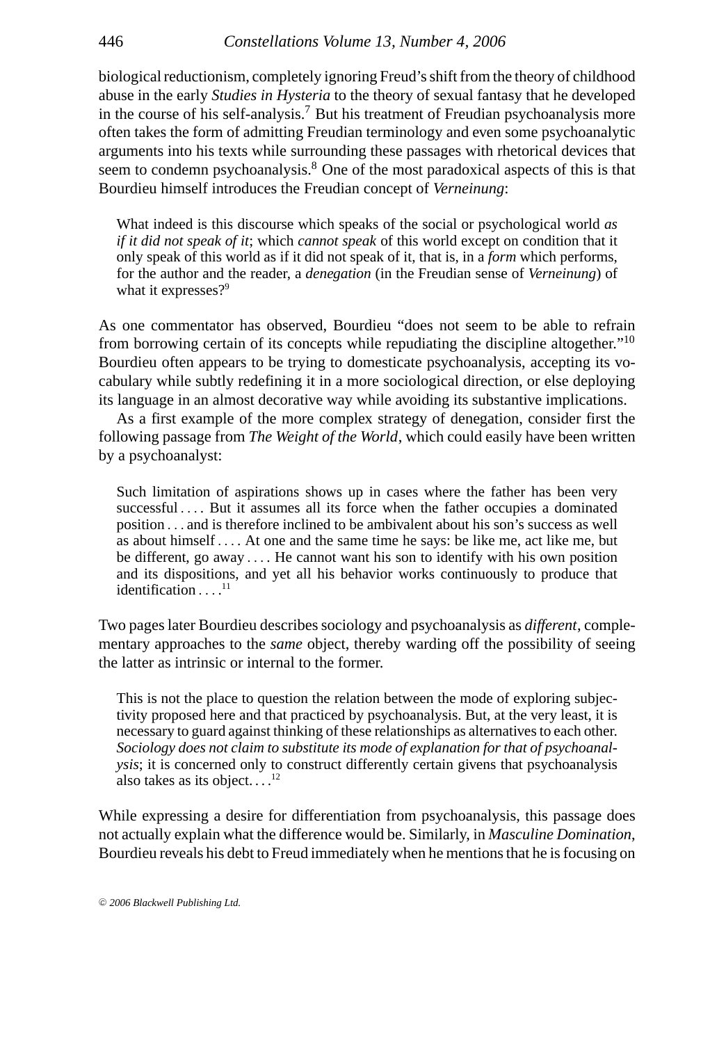biological reductionism, completely ignoring Freud's shift from the theory of childhood abuse in the early *Studies in Hysteria* to the theory of sexual fantasy that he developed in the course of his self-analysis.[7] But his treatment of Freudian psychoanalysis more often takes the form of admitting Freudian terminology and even some psychoanalytic arguments into his texts while surrounding these passages with rhetorical devices that seem to condemn psychoanalysis.[8] One of the most paradoxical aspects of this is that Bourdieu himself introduces the Freudian concept of *Verneinung*:

> What indeed is this discourse which speaks of the social or psychological world *as if it did not speak of it*; which *cannot speak* of this world except on condition that it only speak of this world as if it did not speak of it, that is, in a *form* which performs, for the author and the reader, a *denegation* (in the Freudian sense of *Verneinung*) of what it expresses?[9]

As one commentator has observed, Bourdieu "does not seem to be able to refrain from borrowing certain of its concepts while repudiating the discipline altogether."[10] Bourdieu often appears to be trying to domesticate psychoanalysis, accepting its vocabulary while subtly redefining it in a more sociological direction, or else deploying its language in an almost decorative way while avoiding its substantive implications.

As a first example of the more complex strategy of denegation, consider first the following passage from *The Weight of the World*, which could easily have been written by a psychoanalyst:

> Such limitation of aspirations shows up in cases where the father has been very successful . . . . But it assumes all its force when the father occupies a dominated position . . . and is therefore inclined to be ambivalent about his son's success as well as about himself . . . . At one and the same time he says: be like me, act like me, but be different, go away . . . . He cannot want his son to identify with his own position and its dispositions, and yet all his behavior works continuously to produce that identification . . . .[11]

Two pages later Bourdieu describes sociology and psychoanalysis as *different*, complementary approaches to the *same* object, thereby warding off the possibility of seeing the latter as intrinsic or internal to the former.

> This is not the place to question the relation between the mode of exploring subjectivity proposed here and that practiced by psychoanalysis. But, at the very least, it is necessary to guard against thinking of these relationships as alternatives to each other. *Sociology does not claim to substitute its mode of explanation for that of psychoanalysis*; it is concerned only to construct differently certain givens that psychoanalysis also takes as its object. . . .[12]

While expressing a desire for differentiation from psychoanalysis, this passage does not actually explain what the difference would be. Similarly, in *Masculine Domination*, Bourdieu reveals his debt to Freud immediately when he mentions that he is focusing on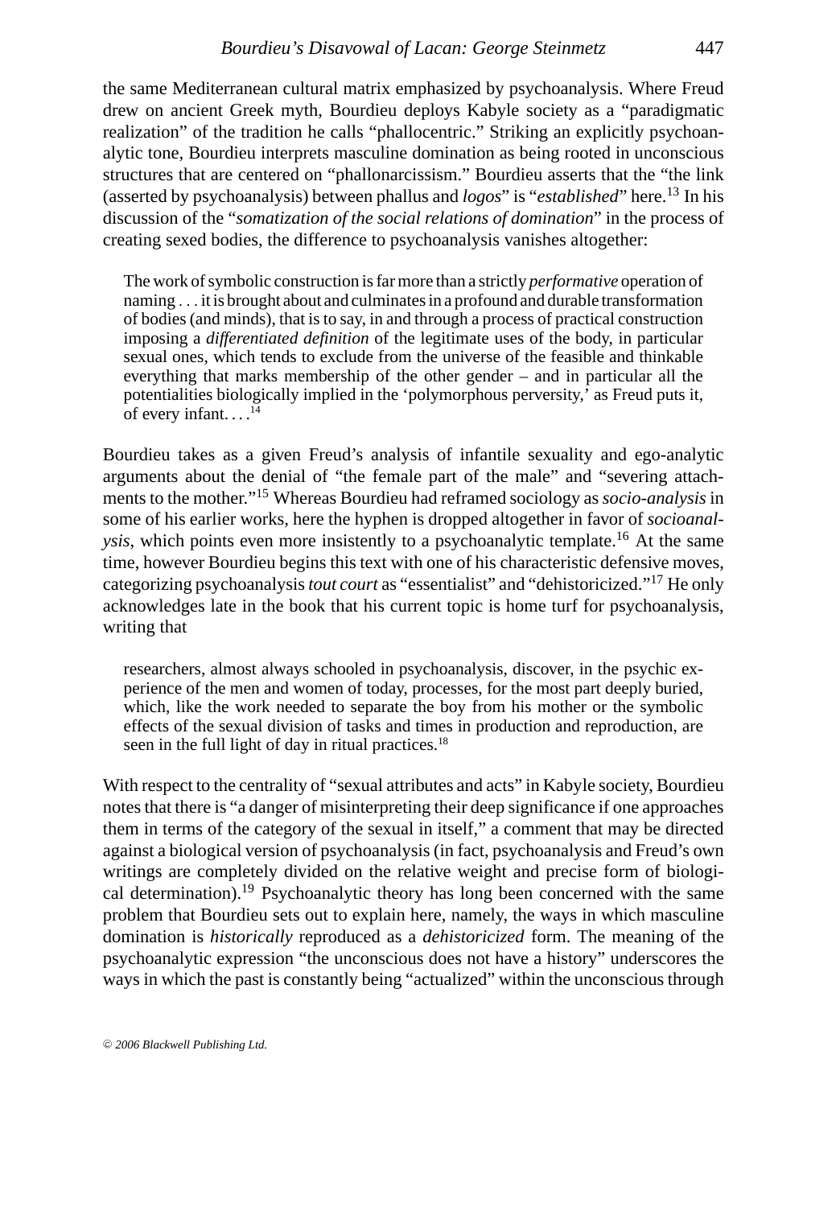the same Mediterranean cultural matrix emphasized by psychoanalysis. Where Freud drew on ancient Greek myth, Bourdieu deploys Kabyle society as a "paradigmatic realization" of the tradition he calls "phallocentric." Striking an explicitly psychoanalytic tone, Bourdieu interprets masculine domination as being rooted in unconscious structures that are centered on "phallonarcissism." Bourdieu asserts that the "the link (asserted by psychoanalysis) between phallus and *logos*" is "*established*" here.[13] In his discussion of the "*somatization of the social relations of domination*" in the process of creating sexed bodies, the difference to psychoanalysis vanishes altogether:

> The work of symbolic construction is far more than a strictly *performative* operation of naming . . . it is brought about and culminates in a profound and durable transformation of bodies (and minds), that is to say, in and through a process of practical construction imposing a *differentiated definition* of the legitimate uses of the body, in particular sexual ones, which tends to exclude from the universe of the feasible and thinkable everything that marks membership of the other gender – and in particular all the potentialities biologically implied in the 'polymorphous perversity,' as Freud puts it, of every infant. . . .[14]

Bourdieu takes as a given Freud's analysis of infantile sexuality and ego-analytic arguments about the denial of "the female part of the male" and "severing attachments to the mother."[15] Whereas Bourdieu had reframed sociology as *socio-analysis* in some of his earlier works, here the hyphen is dropped altogether in favor of *socioanalysis*, which points even more insistently to a psychoanalytic template.[16] At the same time, however Bourdieu begins this text with one of his characteristic defensive moves, categorizing psychoanalysis *tout court* as "essentialist" and "dehistoricized."[17] He only acknowledges late in the book that his current topic is home turf for psychoanalysis, writing that

> researchers, almost always schooled in psychoanalysis, discover, in the psychic experience of the men and women of today, processes, for the most part deeply buried, which, like the work needed to separate the boy from his mother or the symbolic effects of the sexual division of tasks and times in production and reproduction, are seen in the full light of day in ritual practices.[18]

With respect to the centrality of "sexual attributes and acts" in Kabyle society, Bourdieu notes that there is "a danger of misinterpreting their deep significance if one approaches them in terms of the category of the sexual in itself," a comment that may be directed against a biological version of psychoanalysis (in fact, psychoanalysis and Freud's own writings are completely divided on the relative weight and precise form of biological determination).[19] Psychoanalytic theory has long been concerned with the same problem that Bourdieu sets out to explain here, namely, the ways in which masculine domination is *historically* reproduced as a *dehistoricized* form. The meaning of the psychoanalytic expression "the unconscious does not have a history" underscores the ways in which the past is constantly being "actualized" within the unconscious through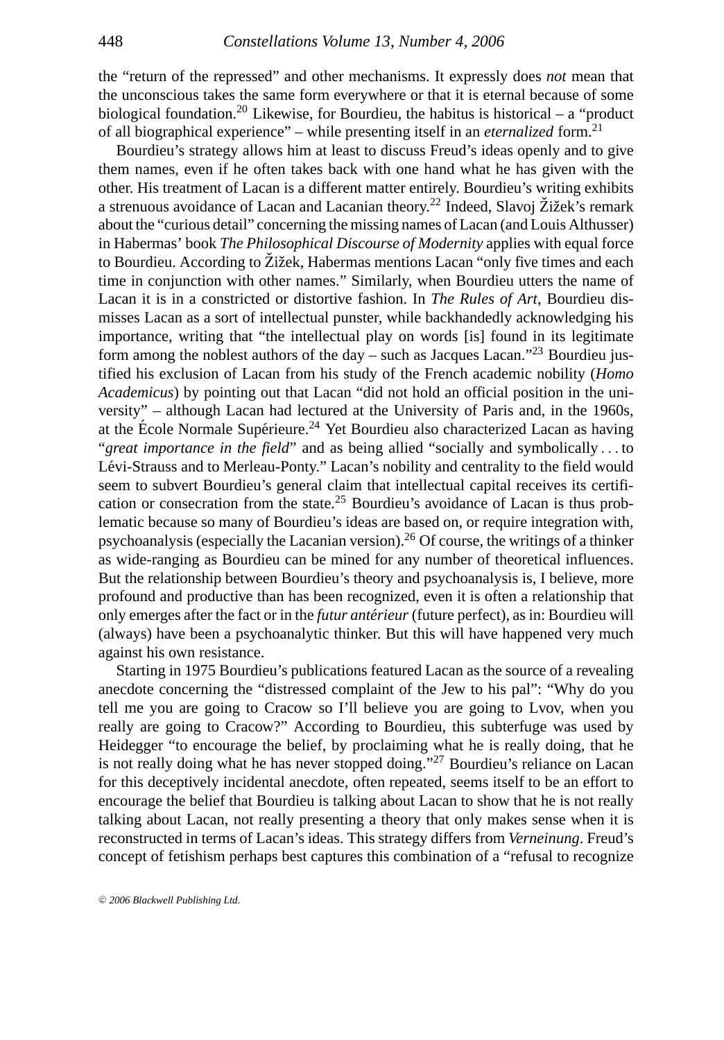the "return of the repressed" and other mechanisms. It expressly does *not* mean that the unconscious takes the same form everywhere or that it is eternal because of some biological foundation.[20] Likewise, for Bourdieu, the habitus is historical – a "product of all biographical experience" – while presenting itself in an *eternalized* form.[21]

Bourdieu's strategy allows him at least to discuss Freud's ideas openly and to give them names, even if he often takes back with one hand what he has given with the other. His treatment of Lacan is a different matter entirely. Bourdieu's writing exhibits a strenuous avoidance of Lacan and Lacanian theory.[22] Indeed, Slavoj Žižek's remark about the "curious detail" concerning the missing names of Lacan (and Louis Althusser) in Habermas' book *The Philosophical Discourse of Modernity* applies with equal force to Bourdieu. According to Žižek, Habermas mentions Lacan "only five times and each time in conjunction with other names." Similarly, when Bourdieu utters the name of Lacan it is in a constricted or distortive fashion. In *The Rules of Art*, Bourdieu dismisses Lacan as a sort of intellectual punster, while backhandedly acknowledging his importance, writing that "the intellectual play on words [is] found in its legitimate form among the noblest authors of the day – such as Jacques Lacan."[23] Bourdieu justified his exclusion of Lacan from his study of the French academic nobility (*Homo Academicus*) by pointing out that Lacan "did not hold an official position in the university" – although Lacan had lectured at the University of Paris and, in the 1960s, at the École Normale Supérieure.[24] Yet Bourdieu also characterized Lacan as having "*great importance in the field*" and as being allied "socially and symbolically . . . to Lévi-Strauss and to Merleau-Ponty." Lacan's nobility and centrality to the field would seem to subvert Bourdieu's general claim that intellectual capital receives its certification or consecration from the state.[25] Bourdieu's avoidance of Lacan is thus problematic because so many of Bourdieu's ideas are based on, or require integration with, psychoanalysis (especially the Lacanian version).[26] Of course, the writings of a thinker as wide-ranging as Bourdieu can be mined for any number of theoretical influences. But the relationship between Bourdieu's theory and psychoanalysis is, I believe, more profound and productive than has been recognized, even it is often a relationship that only emerges after the fact or in the *futur antérieur* (future perfect), as in: Bourdieu will (always) have been a psychoanalytic thinker. But this will have happened very much against his own resistance.

Starting in 1975 Bourdieu's publications featured Lacan as the source of a revealing anecdote concerning the "distressed complaint of the Jew to his pal": "Why do you tell me you are going to Cracow so I'll believe you are going to Lvov, when you really are going to Cracow?" According to Bourdieu, this subterfuge was used by Heidegger "to encourage the belief, by proclaiming what he is really doing, that he is not really doing what he has never stopped doing."[27] Bourdieu's reliance on Lacan for this deceptively incidental anecdote, often repeated, seems itself to be an effort to encourage the belief that Bourdieu is talking about Lacan to show that he is not really talking about Lacan, not really presenting a theory that only makes sense when it is reconstructed in terms of Lacan's ideas. This strategy differs from *Verneinung*. Freud's concept of fetishism perhaps best captures this combination of a "refusal to recognize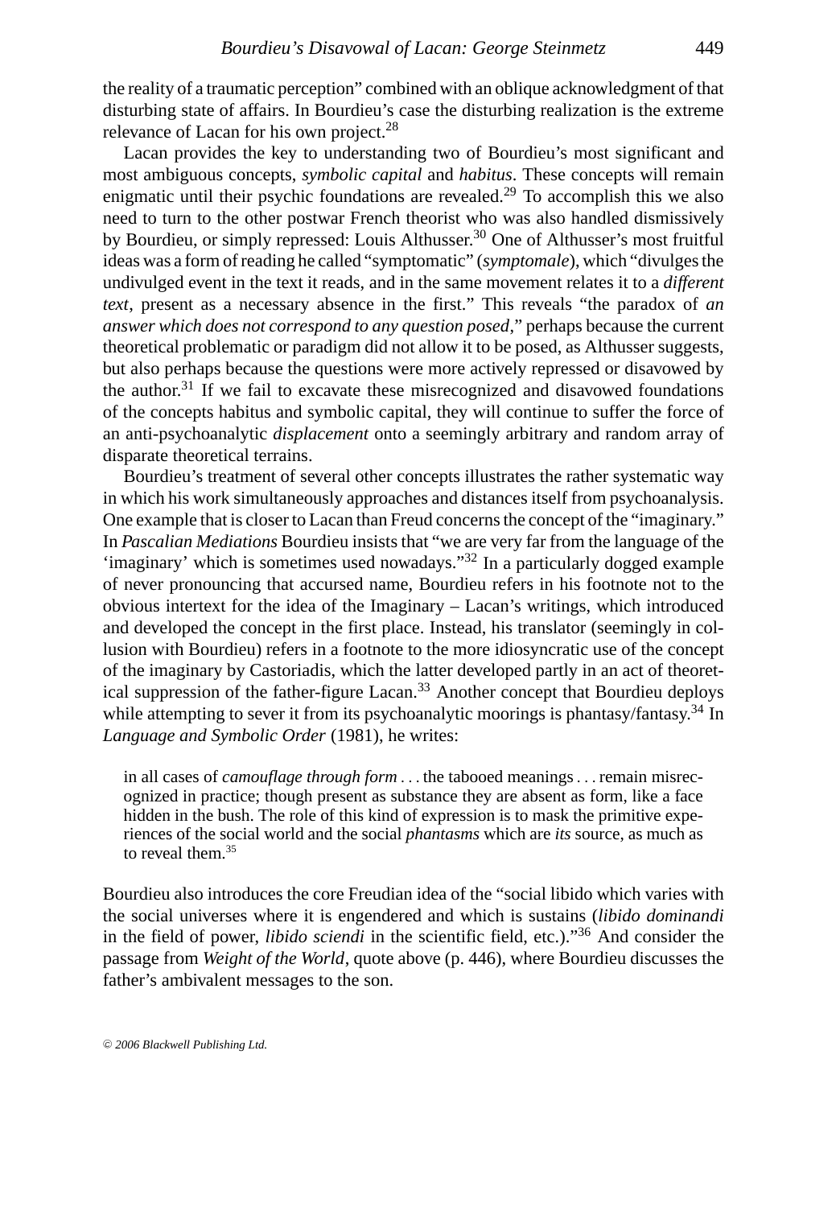the reality of a traumatic perception" combined with an oblique acknowledgment of that disturbing state of affairs. In Bourdieu's case the disturbing realization is the extreme relevance of Lacan for his own project.[28]

Lacan provides the key to understanding two of Bourdieu's most significant and most ambiguous concepts, *symbolic capital* and *habitus*. These concepts will remain enigmatic until their psychic foundations are revealed.[29] To accomplish this we also need to turn to the other postwar French theorist who was also handled dismissively by Bourdieu, or simply repressed: Louis Althusser.[30] One of Althusser's most fruitful ideas was a form of reading he called "symptomatic" (*symptomale*), which "divulges the undivulged event in the text it reads, and in the same movement relates it to a *different text*, present as a necessary absence in the first." This reveals "the paradox of *an answer which does not correspond to any question posed*," perhaps because the current theoretical problematic or paradigm did not allow it to be posed, as Althusser suggests, but also perhaps because the questions were more actively repressed or disavowed by the author.[31] If we fail to excavate these misrecognized and disavowed foundations of the concepts habitus and symbolic capital, they will continue to suffer the force of an anti-psychoanalytic *displacement* onto a seemingly arbitrary and random array of disparate theoretical terrains.

Bourdieu's treatment of several other concepts illustrates the rather systematic way in which his work simultaneously approaches and distances itself from psychoanalysis. One example that is closer to Lacan than Freud concerns the concept of the "imaginary." In *Pascalian Mediations* Bourdieu insists that "we are very far from the language of the 'imaginary' which is sometimes used nowadays."[32] In a particularly dogged example of never pronouncing that accursed name, Bourdieu refers in his footnote not to the obvious intertext for the idea of the Imaginary – Lacan's writings, which introduced and developed the concept in the first place. Instead, his translator (seemingly in collusion with Bourdieu) refers in a footnote to the more idiosyncratic use of the concept of the imaginary by Castoriadis, which the latter developed partly in an act of theoretical suppression of the father-figure Lacan.[33] Another concept that Bourdieu deploys while attempting to sever it from its psychoanalytic moorings is phantasy/fantasy.[34] In *Language and Symbolic Order* (1981), he writes:

> in all cases of *camouflage through form* . . . the tabooed meanings . . . remain misrecognized in practice; though present as substance they are absent as form, like a face hidden in the bush. The role of this kind of expression is to mask the primitive experiences of the social world and the social *phantasms* which are *its* source, as much as to reveal them.[35]

Bourdieu also introduces the core Freudian idea of the "social libido which varies with the social universes where it is engendered and which is sustains (*libido dominandi* in the field of power, *libido sciendi* in the scientific field, etc.)."[36] And consider the passage from *Weight of the World*, quote above (p. 446), where Bourdieu discusses the father's ambivalent messages to the son.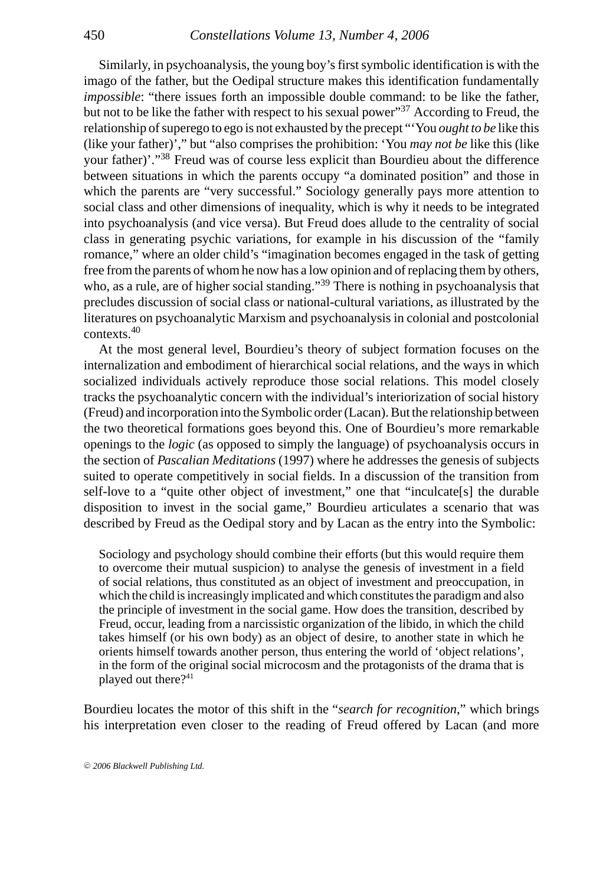Similarly, in psychoanalysis, the young boy's first symbolic identification is with the imago of the father, but the Oedipal structure makes this identification fundamentally *impossible*: "there issues forth an impossible double command: to be like the father, but not to be like the father with respect to his sexual power"[37] According to Freud, the relationship of superego to ego is not exhausted by the precept "'You *ought to be* like this (like your father)'," but "also comprises the prohibition: 'You *may not be* like this (like your father)'."[38] Freud was of course less explicit than Bourdieu about the difference between situations in which the parents occupy "a dominated position" and those in which the parents are "very successful." Sociology generally pays more attention to social class and other dimensions of inequality, which is why it needs to be integrated into psychoanalysis (and vice versa). But Freud does allude to the centrality of social class in generating psychic variations, for example in his discussion of the "family romance," where an older child's "imagination becomes engaged in the task of getting free from the parents of whom he now has a low opinion and of replacing them by others, who, as a rule, are of higher social standing."[39] There is nothing in psychoanalysis that precludes discussion of social class or national-cultural variations, as illustrated by the literatures on psychoanalytic Marxism and psychoanalysis in colonial and postcolonial contexts.[40]

At the most general level, Bourdieu's theory of subject formation focuses on the internalization and embodiment of hierarchical social relations, and the ways in which socialized individuals actively reproduce those social relations. This model closely tracks the psychoanalytic concern with the individual's interiorization of social history (Freud) and incorporation into the Symbolic order (Lacan). But the relationship between the two theoretical formations goes beyond this. One of Bourdieu's more remarkable openings to the *logic* (as opposed to simply the language) of psychoanalysis occurs in the section of *Pascalian Meditations* (1997) where he addresses the genesis of subjects suited to operate competitively in social fields. In a discussion of the transition from self-love to a "quite other object of investment," one that "inculcate[s] the durable disposition to invest in the social game," Bourdieu articulates a scenario that was described by Freud as the Oedipal story and by Lacan as the entry into the Symbolic:

> Sociology and psychology should combine their efforts (but this would require them to overcome their mutual suspicion) to analyse the genesis of investment in a field of social relations, thus constituted as an object of investment and preoccupation, in which the child is increasingly implicated and which constitutes the paradigm and also the principle of investment in the social game. How does the transition, described by Freud, occur, leading from a narcissistic organization of the libido, in which the child takes himself (or his own body) as an object of desire, to another state in which he orients himself towards another person, thus entering the world of 'object relations', in the form of the original social microcosm and the protagonists of the drama that is played out there?[41]

Bourdieu locates the motor of this shift in the "*search for recognition*," which brings his interpretation even closer to the reading of Freud offered by Lacan (and more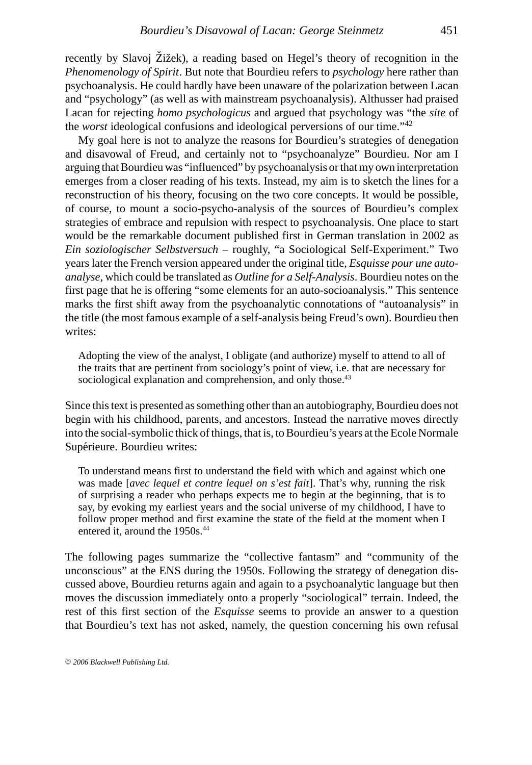recently by Slavoj Žižek), a reading based on Hegel's theory of recognition in the *Phenomenology of Spirit*. But note that Bourdieu refers to *psychology* here rather than psychoanalysis. He could hardly have been unaware of the polarization between Lacan and "psychology" (as well as with mainstream psychoanalysis). Althusser had praised Lacan for rejecting *homo psychologicus* and argued that psychology was "the *site* of the *worst* ideological confusions and ideological perversions of our time."[42]

My goal here is not to analyze the reasons for Bourdieu's strategies of denegation and disavowal of Freud, and certainly not to "psychoanalyze" Bourdieu. Nor am I arguing that Bourdieu was "influenced" by psychoanalysis or that my own interpretation emerges from a closer reading of his texts. Instead, my aim is to sketch the lines for a reconstruction of his theory, focusing on the two core concepts. It would be possible, of course, to mount a socio-psycho-analysis of the sources of Bourdieu's complex strategies of embrace and repulsion with respect to psychoanalysis. One place to start would be the remarkable document published first in German translation in 2002 as *Ein soziologischer Selbstversuch* – roughly, "a Sociological Self-Experiment." Two years later the French version appeared under the original title, *Esquisse pour une auto-analyse*, which could be translated as *Outline for a Self-Analysis*. Bourdieu notes on the first page that he is offering "some elements for an auto-socioanalysis." This sentence marks the first shift away from the psychoanalytic connotations of "autoanalysis" in the title (the most famous example of a self-analysis being Freud's own). Bourdieu then writes:

> Adopting the view of the analyst, I obligate (and authorize) myself to attend to all of the traits that are pertinent from sociology's point of view, i.e. that are necessary for sociological explanation and comprehension, and only those.[43]

Since this text is presented as something other than an autobiography, Bourdieu does not begin with his childhood, parents, and ancestors. Instead the narrative moves directly into the social-symbolic thick of things, that is, to Bourdieu's years at the Ecole Normale Supérieure. Bourdieu writes:

> To understand means first to understand the field with which and against which one was made [*avec lequel et contre lequel on s'est fait*]. That's why, running the risk of surprising a reader who perhaps expects me to begin at the beginning, that is to say, by evoking my earliest years and the social universe of my childhood, I have to follow proper method and first examine the state of the field at the moment when I entered it, around the 1950s.[44]

The following pages summarize the "collective fantasm" and "community of the unconscious" at the ENS during the 1950s. Following the strategy of denegation discussed above, Bourdieu returns again and again to a psychoanalytic language but then moves the discussion immediately onto a properly "sociological" terrain. Indeed, the rest of this first section of the *Esquisse* seems to provide an answer to a question that Bourdieu's text has not asked, namely, the question concerning his own refusal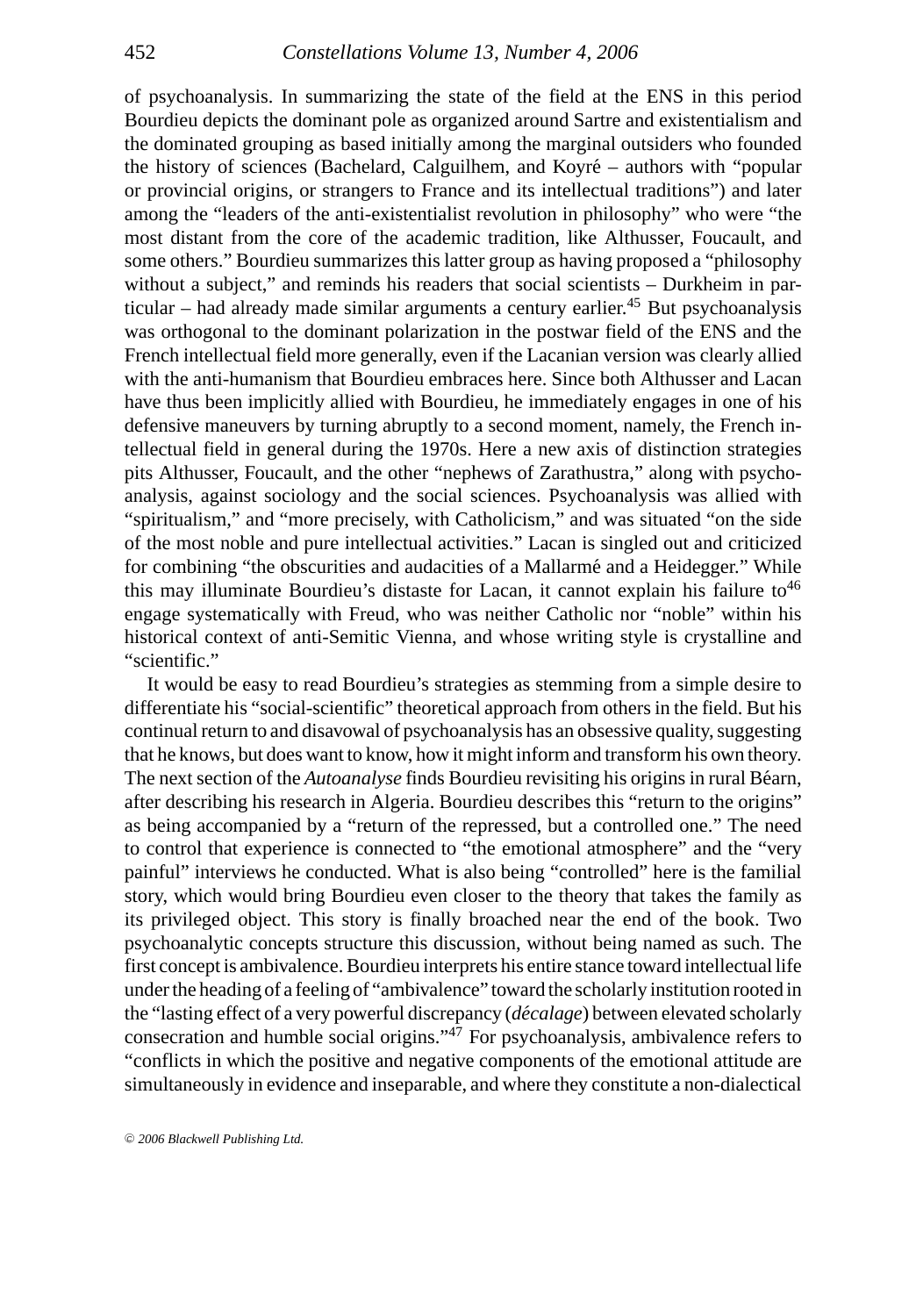of psychoanalysis. In summarizing the state of the field at the ENS in this period Bourdieu depicts the dominant pole as organized around Sartre and existentialism and the dominated grouping as based initially among the marginal outsiders who founded the history of sciences (Bachelard, Calguilhem, and Koyré – authors with "popular or provincial origins, or strangers to France and its intellectual traditions") and later among the "leaders of the anti-existentialist revolution in philosophy" who were "the most distant from the core of the academic tradition, like Althusser, Foucault, and some others." Bourdieu summarizes this latter group as having proposed a "philosophy without a subject," and reminds his readers that social scientists – Durkheim in particular – had already made similar arguments a century earlier.[45] But psychoanalysis was orthogonal to the dominant polarization in the postwar field of the ENS and the French intellectual field more generally, even if the Lacanian version was clearly allied with the anti-humanism that Bourdieu embraces here. Since both Althusser and Lacan have thus been implicitly allied with Bourdieu, he immediately engages in one of his defensive maneuvers by turning abruptly to a second moment, namely, the French intellectual field in general during the 1970s. Here a new axis of distinction strategies pits Althusser, Foucault, and the other "nephews of Zarathustra," along with psychoanalysis, against sociology and the social sciences. Psychoanalysis was allied with "spiritualism," and "more precisely, with Catholicism," and was situated "on the side of the most noble and pure intellectual activities." Lacan is singled out and criticized for combining "the obscurities and audacities of a Mallarmé and a Heidegger." While this may illuminate Bourdieu's distaste for Lacan, it cannot explain his failure to[46] engage systematically with Freud, who was neither Catholic nor "noble" within his historical context of anti-Semitic Vienna, and whose writing style is crystalline and "scientific."

It would be easy to read Bourdieu's strategies as stemming from a simple desire to differentiate his "social-scientific" theoretical approach from others in the field. But his continual return to and disavowal of psychoanalysis has an obsessive quality, suggesting that he knows, but does want to know, how it might inform and transform his own theory. The next section of the *Autoanalyse* finds Bourdieu revisiting his origins in rural Béarn, after describing his research in Algeria. Bourdieu describes this "return to the origins" as being accompanied by a "return of the repressed, but a controlled one." The need to control that experience is connected to "the emotional atmosphere" and the "very painful" interviews he conducted. What is also being "controlled" here is the familial story, which would bring Bourdieu even closer to the theory that takes the family as its privileged object. This story is finally broached near the end of the book. Two psychoanalytic concepts structure this discussion, without being named as such. The first concept is ambivalence. Bourdieu interprets his entire stance toward intellectual life under the heading of a feeling of "ambivalence" toward the scholarly institution rooted in the "lasting effect of a very powerful discrepancy (*décalage*) between elevated scholarly consecration and humble social origins."[47] For psychoanalysis, ambivalence refers to "conflicts in which the positive and negative components of the emotional attitude are simultaneously in evidence and inseparable, and where they constitute a non-dialectical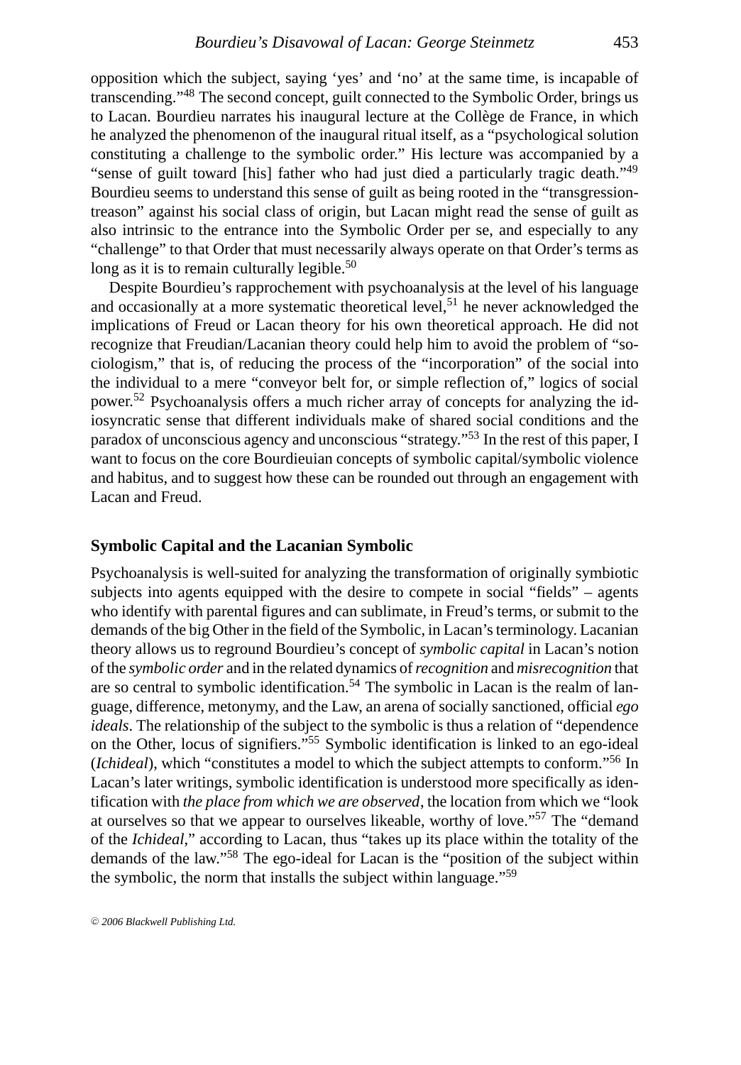opposition which the subject, saying 'yes' and 'no' at the same time, is incapable of transcending."[48] The second concept, guilt connected to the Symbolic Order, brings us to Lacan. Bourdieu narrates his inaugural lecture at the Collège de France, in which he analyzed the phenomenon of the inaugural ritual itself, as a "psychological solution constituting a challenge to the symbolic order." His lecture was accompanied by a "sense of guilt toward [his] father who had just died a particularly tragic death."[49] Bourdieu seems to understand this sense of guilt as being rooted in the "transgression-treason" against his social class of origin, but Lacan might read the sense of guilt as also intrinsic to the entrance into the Symbolic Order per se, and especially to any "challenge" to that Order that must necessarily always operate on that Order's terms as long as it is to remain culturally legible.[50]

Despite Bourdieu's rapprochement with psychoanalysis at the level of his language and occasionally at a more systematic theoretical level,[51] he never acknowledged the implications of Freud or Lacan theory for his own theoretical approach. He did not recognize that Freudian/Lacanian theory could help him to avoid the problem of "sociologism," that is, of reducing the process of the "incorporation" of the social into the individual to a mere "conveyor belt for, or simple reflection of," logics of social power.[52] Psychoanalysis offers a much richer array of concepts for analyzing the idiosyncratic sense that different individuals make of shared social conditions and the paradox of unconscious agency and unconscious "strategy."[53] In the rest of this paper, I want to focus on the core Bourdieuian concepts of symbolic capital/symbolic violence and habitus, and to suggest how these can be rounded out through an engagement with Lacan and Freud.

## Symbolic Capital and the Lacanian Symbolic

Psychoanalysis is well-suited for analyzing the transformation of originally symbiotic subjects into agents equipped with the desire to compete in social "fields" – agents who identify with parental figures and can sublimate, in Freud's terms, or submit to the demands of the big Other in the field of the Symbolic, in Lacan's terminology. Lacanian theory allows us to reground Bourdieu's concept of *symbolic capital* in Lacan's notion of the *symbolic order* and in the related dynamics of *recognition* and *misrecognition* that are so central to symbolic identification.[54] The symbolic in Lacan is the realm of language, difference, metonymy, and the Law, an arena of socially sanctioned, official *ego ideals*. The relationship of the subject to the symbolic is thus a relation of "dependence on the Other, locus of signifiers."[55] Symbolic identification is linked to an ego-ideal (*Ichideal*), which "constitutes a model to which the subject attempts to conform."[56] In Lacan's later writings, symbolic identification is understood more specifically as identification with *the place from which we are observed*, the location from which we "look at ourselves so that we appear to ourselves likeable, worthy of love."[57] The "demand of the *Ichideal*," according to Lacan, thus "takes up its place within the totality of the demands of the law."[58] The ego-ideal for Lacan is the "position of the subject within the symbolic, the norm that installs the subject within language."[59]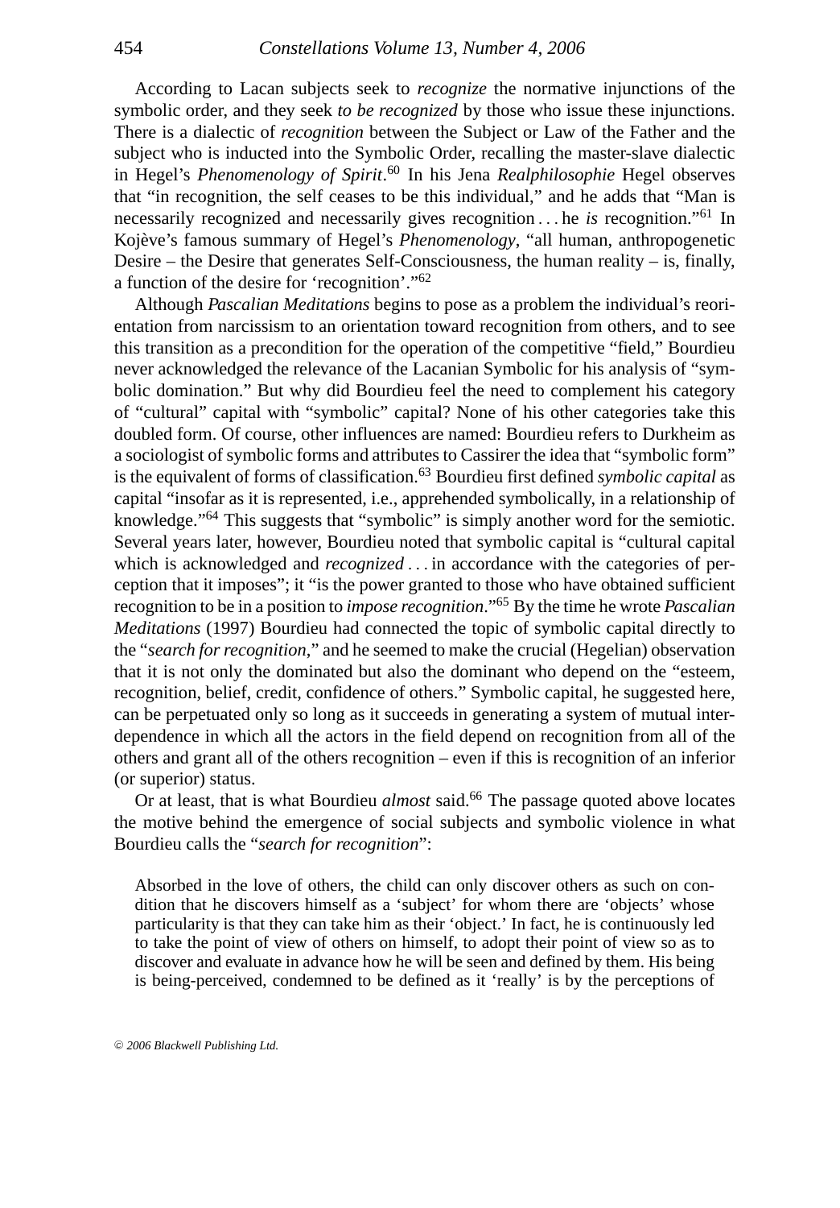According to Lacan subjects seek to *recognize* the normative injunctions of the symbolic order, and they seek *to be recognized* by those who issue these injunctions. There is a dialectic of *recognition* between the Subject or Law of the Father and the subject who is inducted into the Symbolic Order, recalling the master-slave dialectic in Hegel's *Phenomenology of Spirit*.[60] In his Jena *Realphilosophie* Hegel observes that "in recognition, the self ceases to be this individual," and he adds that "Man is necessarily recognized and necessarily gives recognition . . . he *is* recognition."[61] In Kojève's famous summary of Hegel's *Phenomenology*, "all human, anthropogenetic Desire – the Desire that generates Self-Consciousness, the human reality – is, finally, a function of the desire for 'recognition'."[62]

Although *Pascalian Meditations* begins to pose as a problem the individual's reorientation from narcissism to an orientation toward recognition from others, and to see this transition as a precondition for the operation of the competitive "field," Bourdieu never acknowledged the relevance of the Lacanian Symbolic for his analysis of "symbolic domination." But why did Bourdieu feel the need to complement his category of "cultural" capital with "symbolic" capital? None of his other categories take this doubled form. Of course, other influences are named: Bourdieu refers to Durkheim as a sociologist of symbolic forms and attributes to Cassirer the idea that "symbolic form" is the equivalent of forms of classification.[63] Bourdieu first defined *symbolic capital* as capital "insofar as it is represented, i.e., apprehended symbolically, in a relationship of knowledge."[64] This suggests that "symbolic" is simply another word for the semiotic. Several years later, however, Bourdieu noted that symbolic capital is "cultural capital which is acknowledged and *recognized* . . . in accordance with the categories of perception that it imposes"; it "is the power granted to those who have obtained sufficient recognition to be in a position to *impose recognition*."[65] By the time he wrote *Pascalian Meditations* (1997) Bourdieu had connected the topic of symbolic capital directly to the "*search for recognition*," and he seemed to make the crucial (Hegelian) observation that it is not only the dominated but also the dominant who depend on the "esteem, recognition, belief, credit, confidence of others." Symbolic capital, he suggested here, can be perpetuated only so long as it succeeds in generating a system of mutual interdependence in which all the actors in the field depend on recognition from all of the others and grant all of the others recognition – even if this is recognition of an inferior (or superior) status.

Or at least, that is what Bourdieu *almost* said.[66] The passage quoted above locates the motive behind the emergence of social subjects and symbolic violence in what Bourdieu calls the "*search for recognition*":

> Absorbed in the love of others, the child can only discover others as such on condition that he discovers himself as a 'subject' for whom there are 'objects' whose particularity is that they can take him as their 'object.' In fact, he is continuously led to take the point of view of others on himself, to adopt their point of view so as to discover and evaluate in advance how he will be seen and defined by them. His being is being-perceived, condemned to be defined as it 'really' is by the perceptions of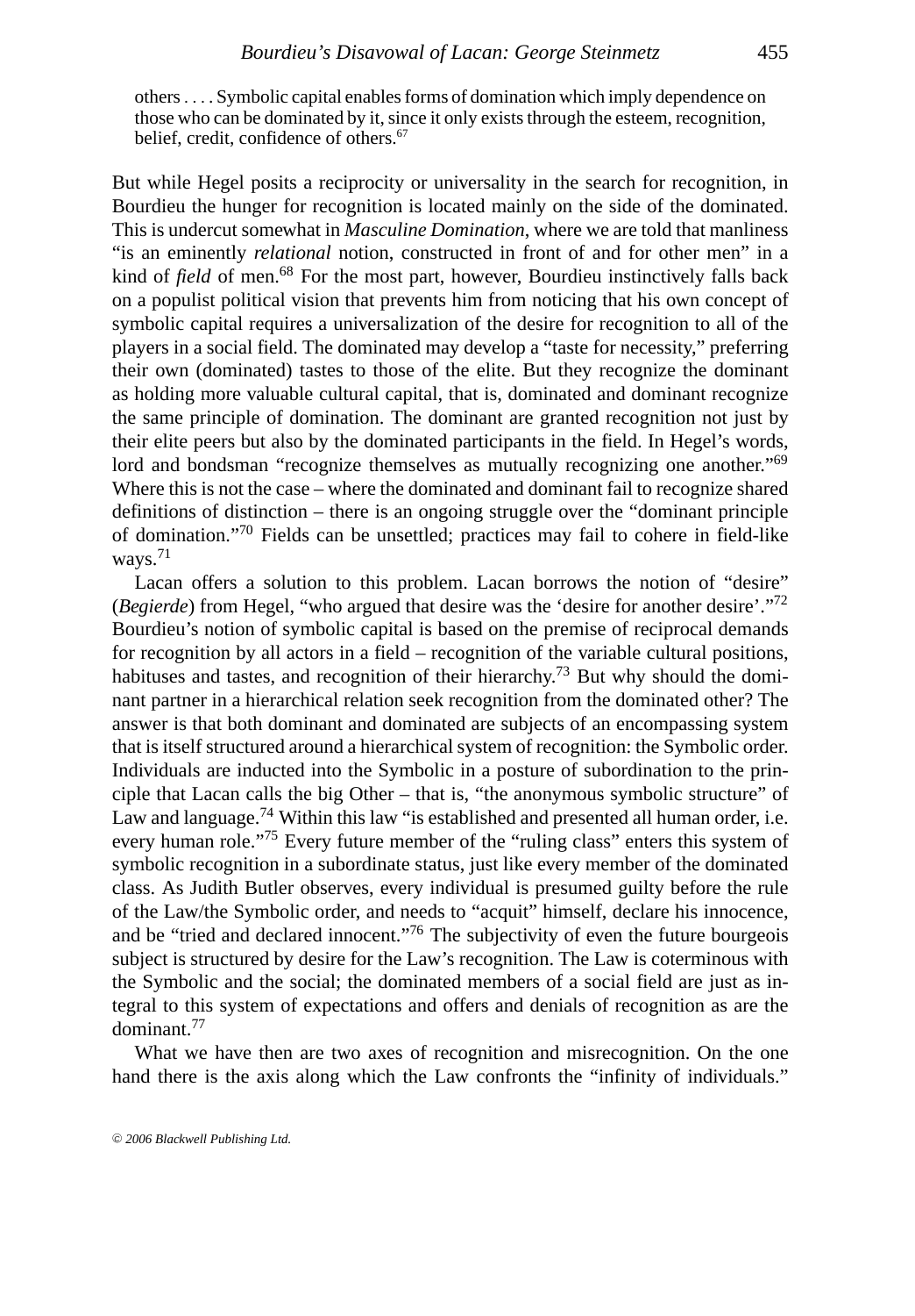> others . . . . Symbolic capital enables forms of domination which imply dependence on those who can be dominated by it, since it only exists through the esteem, recognition, belief, credit, confidence of others.[67]

But while Hegel posits a reciprocity or universality in the search for recognition, in Bourdieu the hunger for recognition is located mainly on the side of the dominated. This is undercut somewhat in *Masculine Domination*, where we are told that manliness "is an eminently *relational* notion, constructed in front of and for other men" in a kind of *field* of men.[68] For the most part, however, Bourdieu instinctively falls back on a populist political vision that prevents him from noticing that his own concept of symbolic capital requires a universalization of the desire for recognition to all of the players in a social field. The dominated may develop a "taste for necessity," preferring their own (dominated) tastes to those of the elite. But they recognize the dominant as holding more valuable cultural capital, that is, dominated and dominant recognize the same principle of domination. The dominant are granted recognition not just by their elite peers but also by the dominated participants in the field. In Hegel's words, lord and bondsman "recognize themselves as mutually recognizing one another."[69] Where this is not the case – where the dominated and dominant fail to recognize shared definitions of distinction – there is an ongoing struggle over the "dominant principle of domination."[70] Fields can be unsettled; practices may fail to cohere in field-like ways.[71]

Lacan offers a solution to this problem. Lacan borrows the notion of "desire" (*Begierde*) from Hegel, "who argued that desire was the 'desire for another desire'."[72] Bourdieu's notion of symbolic capital is based on the premise of reciprocal demands for recognition by all actors in a field – recognition of the variable cultural positions, habituses and tastes, and recognition of their hierarchy.[73] But why should the dominant partner in a hierarchical relation seek recognition from the dominated other? The answer is that both dominant and dominated are subjects of an encompassing system that is itself structured around a hierarchical system of recognition: the Symbolic order. Individuals are inducted into the Symbolic in a posture of subordination to the principle that Lacan calls the big Other – that is, "the anonymous symbolic structure" of Law and language.[74] Within this law "is established and presented all human order, i.e. every human role."[75] Every future member of the "ruling class" enters this system of symbolic recognition in a subordinate status, just like every member of the dominated class. As Judith Butler observes, every individual is presumed guilty before the rule of the Law/the Symbolic order, and needs to "acquit" himself, declare his innocence, and be "tried and declared innocent."[76] The subjectivity of even the future bourgeois subject is structured by desire for the Law's recognition. The Law is coterminous with the Symbolic and the social; the dominated members of a social field are just as integral to this system of expectations and offers and denials of recognition as are the dominant.[77]

What we have then are two axes of recognition and misrecognition. On the one hand there is the axis along which the Law confronts the "infinity of individuals."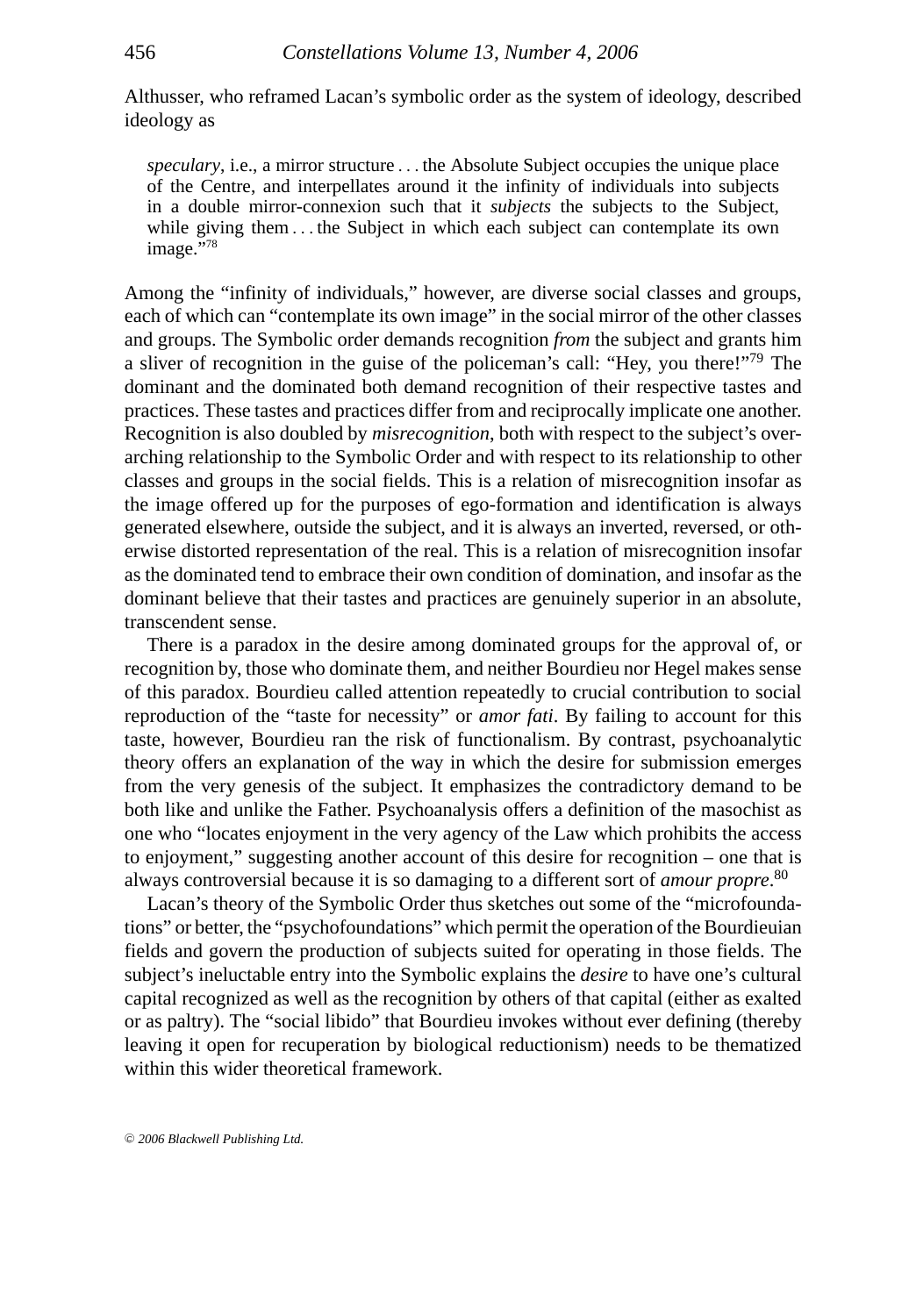Althusser, who reframed Lacan's symbolic order as the system of ideology, described ideology as

> *speculary*, i.e., a mirror structure . . . the Absolute Subject occupies the unique place of the Centre, and interpellates around it the infinity of individuals into subjects in a double mirror-connexion such that it *subjects* the subjects to the Subject, while giving them . . . the Subject in which each subject can contemplate its own image."[78]

Among the "infinity of individuals," however, are diverse social classes and groups, each of which can "contemplate its own image" in the social mirror of the other classes and groups. The Symbolic order demands recognition *from* the subject and grants him a sliver of recognition in the guise of the policeman's call: "Hey, you there!"[79] The dominant and the dominated both demand recognition of their respective tastes and practices. These tastes and practices differ from and reciprocally implicate one another. Recognition is also doubled by *misrecognition*, both with respect to the subject's overarching relationship to the Symbolic Order and with respect to its relationship to other classes and groups in the social fields. This is a relation of misrecognition insofar as the image offered up for the purposes of ego-formation and identification is always generated elsewhere, outside the subject, and it is always an inverted, reversed, or otherwise distorted representation of the real. This is a relation of misrecognition insofar as the dominated tend to embrace their own condition of domination, and insofar as the dominant believe that their tastes and practices are genuinely superior in an absolute, transcendent sense.

There is a paradox in the desire among dominated groups for the approval of, or recognition by, those who dominate them, and neither Bourdieu nor Hegel makes sense of this paradox. Bourdieu called attention repeatedly to crucial contribution to social reproduction of the "taste for necessity" or *amor fati*. By failing to account for this taste, however, Bourdieu ran the risk of functionalism. By contrast, psychoanalytic theory offers an explanation of the way in which the desire for submission emerges from the very genesis of the subject. It emphasizes the contradictory demand to be both like and unlike the Father. Psychoanalysis offers a definition of the masochist as one who "locates enjoyment in the very agency of the Law which prohibits the access to enjoyment," suggesting another account of this desire for recognition – one that is always controversial because it is so damaging to a different sort of *amour propre*.[80]

Lacan's theory of the Symbolic Order thus sketches out some of the "microfoundations" or better, the "psychofoundations" which permit the operation of the Bourdieuian fields and govern the production of subjects suited for operating in those fields. The subject's ineluctable entry into the Symbolic explains the *desire* to have one's cultural capital recognized as well as the recognition by others of that capital (either as exalted or as paltry). The "social libido" that Bourdieu invokes without ever defining (thereby leaving it open for recuperation by biological reductionism) needs to be thematized within this wider theoretical framework.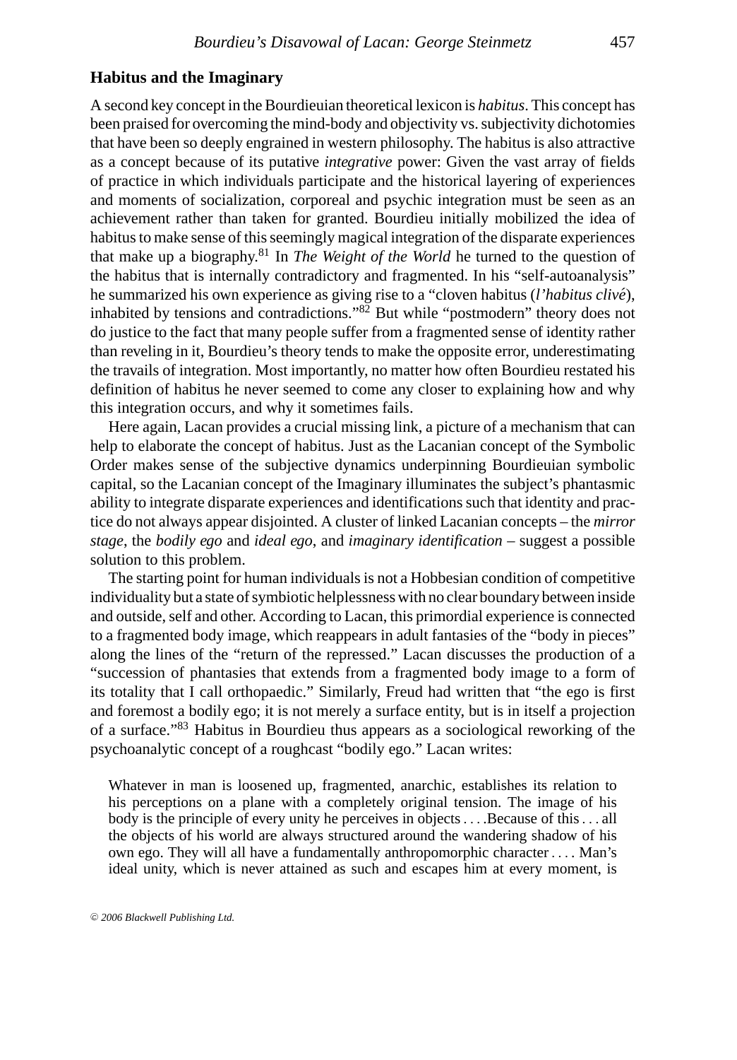## Habitus and the Imaginary

A second key concept in the Bourdieuian theoretical lexicon is *habitus*. This concept has been praised for overcoming the mind-body and objectivity vs. subjectivity dichotomies that have been so deeply engrained in western philosophy. The habitus is also attractive as a concept because of its putative *integrative* power: Given the vast array of fields of practice in which individuals participate and the historical layering of experiences and moments of socialization, corporeal and psychic integration must be seen as an achievement rather than taken for granted. Bourdieu initially mobilized the idea of habitus to make sense of this seemingly magical integration of the disparate experiences that make up a biography.[81] In *The Weight of the World* he turned to the question of the habitus that is internally contradictory and fragmented. In his "self-autoanalysis" he summarized his own experience as giving rise to a "cloven habitus (*l'habitus clivé*), inhabited by tensions and contradictions."[82] But while "postmodern" theory does not do justice to the fact that many people suffer from a fragmented sense of identity rather than reveling in it, Bourdieu's theory tends to make the opposite error, underestimating the travails of integration. Most importantly, no matter how often Bourdieu restated his definition of habitus he never seemed to come any closer to explaining how and why this integration occurs, and why it sometimes fails.

Here again, Lacan provides a crucial missing link, a picture of a mechanism that can help to elaborate the concept of habitus. Just as the Lacanian concept of the Symbolic Order makes sense of the subjective dynamics underpinning Bourdieuian symbolic capital, so the Lacanian concept of the Imaginary illuminates the subject's phantasmic ability to integrate disparate experiences and identifications such that identity and practice do not always appear disjointed. A cluster of linked Lacanian concepts – the *mirror stage*, the *bodily ego* and *ideal ego*, and *imaginary identification* – suggest a possible solution to this problem.

The starting point for human individuals is not a Hobbesian condition of competitive individuality but a state of symbiotic helplessness with no clear boundary between inside and outside, self and other. According to Lacan, this primordial experience is connected to a fragmented body image, which reappears in adult fantasies of the "body in pieces" along the lines of the "return of the repressed." Lacan discusses the production of a "succession of phantasies that extends from a fragmented body image to a form of its totality that I call orthopaedic." Similarly, Freud had written that "the ego is first and foremost a bodily ego; it is not merely a surface entity, but is in itself a projection of a surface."[83] Habitus in Bourdieu thus appears as a sociological reworking of the psychoanalytic concept of a roughcast "bodily ego." Lacan writes:

> Whatever in man is loosened up, fragmented, anarchic, establishes its relation to his perceptions on a plane with a completely original tension. The image of his body is the principle of every unity he perceives in objects . . . .Because of this . . . all the objects of his world are always structured around the wandering shadow of his own ego. They will all have a fundamentally anthropomorphic character . . . . Man's ideal unity, which is never attained as such and escapes him at every moment, is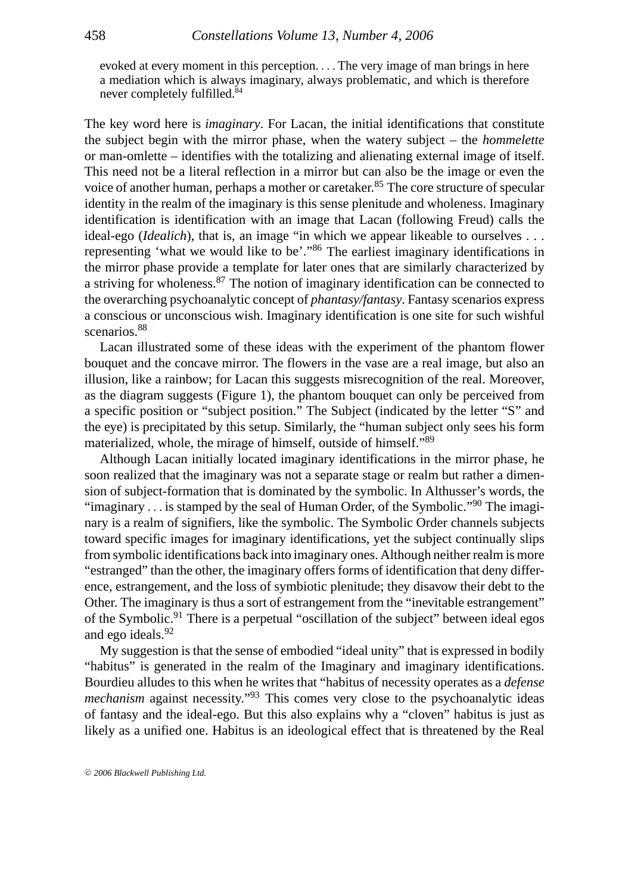> evoked at every moment in this perception. . . . The very image of man brings in here a mediation which is always imaginary, always problematic, and which is therefore never completely fulfilled.[84]

The key word here is *imaginary*. For Lacan, the initial identifications that constitute the subject begin with the mirror phase, when the watery subject – the *hommelette* or man-omlette – identifies with the totalizing and alienating external image of itself. This need not be a literal reflection in a mirror but can also be the image or even the voice of another human, perhaps a mother or caretaker.[85] The core structure of specular identity in the realm of the imaginary is this sense plenitude and wholeness. Imaginary identification is identification with an image that Lacan (following Freud) calls the ideal-ego (*Idealich*), that is, an image "in which we appear likeable to ourselves . . . representing 'what we would like to be'."[86] The earliest imaginary identifications in the mirror phase provide a template for later ones that are similarly characterized by a striving for wholeness.[87] The notion of imaginary identification can be connected to the overarching psychoanalytic concept of *phantasy/fantasy*. Fantasy scenarios express a conscious or unconscious wish. Imaginary identification is one site for such wishful scenarios.[88]

Lacan illustrated some of these ideas with the experiment of the phantom flower bouquet and the concave mirror. The flowers in the vase are a real image, but also an illusion, like a rainbow; for Lacan this suggests misrecognition of the real. Moreover, as the diagram suggests (Figure 1), the phantom bouquet can only be perceived from a specific position or "subject position." The Subject (indicated by the letter "S" and the eye) is precipitated by this setup. Similarly, the "human subject only sees his form materialized, whole, the mirage of himself, outside of himself."[89]

Although Lacan initially located imaginary identifications in the mirror phase, he soon realized that the imaginary was not a separate stage or realm but rather a dimension of subject-formation that is dominated by the symbolic. In Althusser's words, the "imaginary . . . is stamped by the seal of Human Order, of the Symbolic."[90] The imaginary is a realm of signifiers, like the symbolic. The Symbolic Order channels subjects toward specific images for imaginary identifications, yet the subject continually slips from symbolic identifications back into imaginary ones. Although neither realm is more "estranged" than the other, the imaginary offers forms of identification that deny difference, estrangement, and the loss of symbiotic plenitude; they disavow their debt to the Other. The imaginary is thus a sort of estrangement from the "inevitable estrangement" of the Symbolic.[91] There is a perpetual "oscillation of the subject" between ideal egos and ego ideals.[92]

My suggestion is that the sense of embodied "ideal unity" that is expressed in bodily "habitus" is generated in the realm of the Imaginary and imaginary identifications. Bourdieu alludes to this when he writes that "habitus of necessity operates as a *defense mechanism* against necessity."[93] This comes very close to the psychoanalytic ideas of fantasy and the ideal-ego. But this also explains why a "cloven" habitus is just as likely as a unified one. Habitus is an ideological effect that is threatened by the Real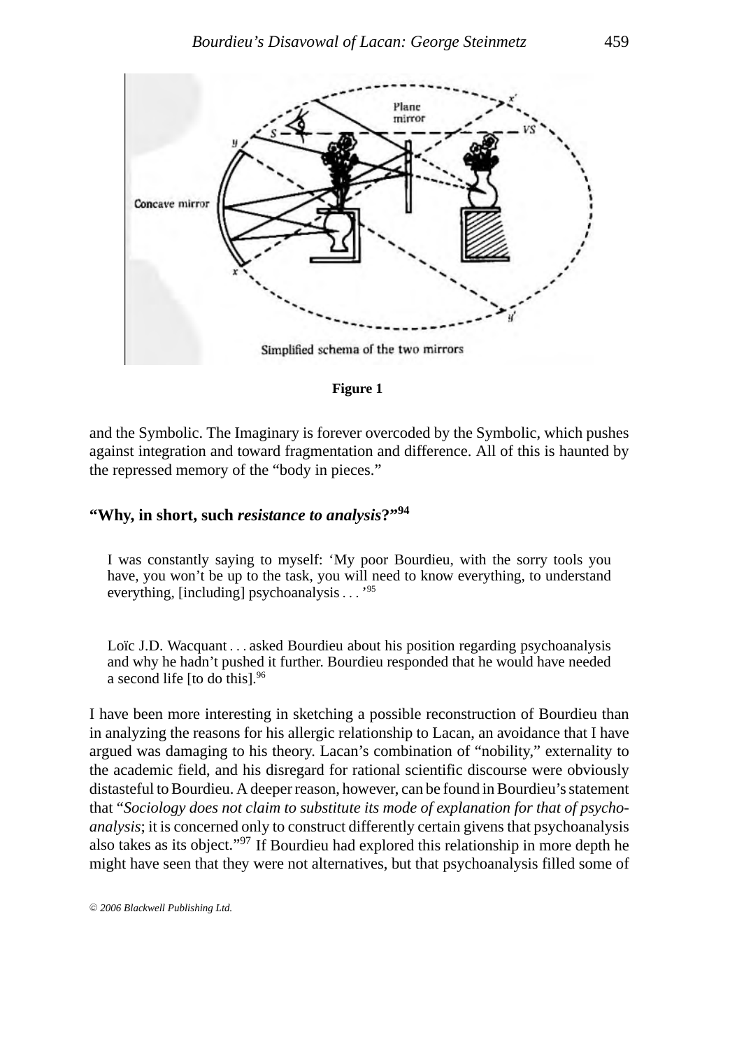Figure 1

and the Symbolic. The Imaginary is forever overcoded by the Symbolic, which pushes against integration and toward fragmentation and difference. All of this is haunted by the repressed memory of the "body in pieces."

## "Why, in short, such *resistance to analysis*?"[94]

> I was constantly saying to myself: 'My poor Bourdieu, with the sorry tools you have, you won't be up to the task, you will need to know everything, to understand everything, [including] psychoanalysis . . . '[95]

> Loïc J.D. Wacquant . . . asked Bourdieu about his position regarding psychoanalysis and why he hadn't pushed it further. Bourdieu responded that he would have needed a second life [to do this].[96]

I have been more interesting in sketching a possible reconstruction of Bourdieu than in analyzing the reasons for his allergic relationship to Lacan, an avoidance that I have argued was damaging to his theory. Lacan's combination of "nobility," externality to the academic field, and his disregard for rational scientific discourse were obviously distasteful to Bourdieu. A deeper reason, however, can be found in Bourdieu's statement that "*Sociology does not claim to substitute its mode of explanation for that of psychoanalysis*; it is concerned only to construct differently certain givens that psychoanalysis also takes as its object."[97] If Bourdieu had explored this relationship in more depth he might have seen that they were not alternatives, but that psychoanalysis filled some of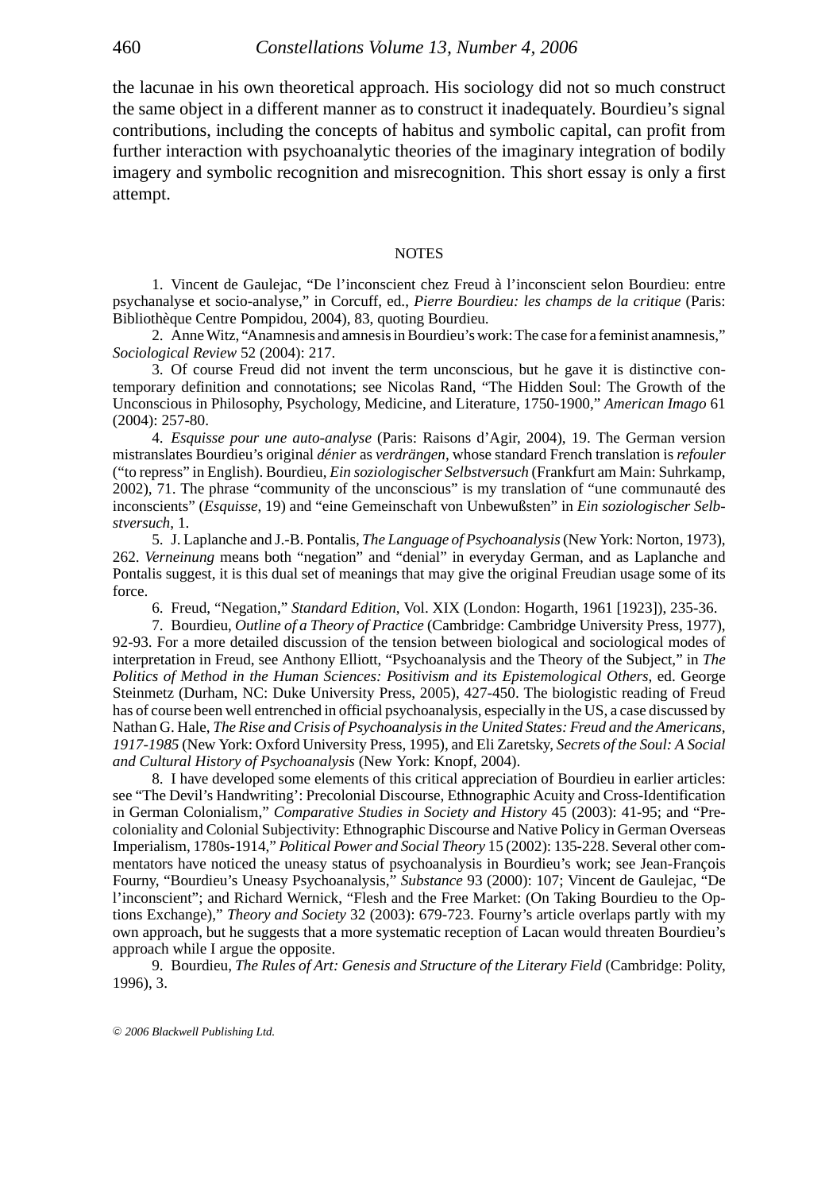the lacunae in his own theoretical approach. His sociology did not so much construct the same object in a different manner as to construct it inadequately. Bourdieu's signal contributions, including the concepts of habitus and symbolic capital, can profit from further interaction with psychoanalytic theories of the imaginary integration of bodily imagery and symbolic recognition and misrecognition. This short essay is only a first attempt.

## NOTES

1. Vincent de Gaulejac, "De l'inconscient chez Freud à l'inconscient selon Bourdieu: entre psychanalyse et socio-analyse," in Corcuff, ed., *Pierre Bourdieu: les champs de la critique* (Paris: Bibliothèque Centre Pompidou, 2004), 83, quoting Bourdieu.

2. Anne Witz, "Anamnesis and amnesis in Bourdieu's work: The case for a feminist anamnesis," *Sociological Review* 52 (2004): 217.

3. Of course Freud did not invent the term unconscious, but he gave it is distinctive contemporary definition and connotations; see Nicolas Rand, "The Hidden Soul: The Growth of the Unconscious in Philosophy, Psychology, Medicine, and Literature, 1750-1900," *American Imago* 61 (2004): 257-80.

4. *Esquisse pour une auto-analyse* (Paris: Raisons d'Agir, 2004), 19. The German version mistranslates Bourdieu's original *dénier* as *verdrängen*, whose standard French translation is *refouler* ("to repress" in English). Bourdieu, *Ein soziologischer Selbstversuch* (Frankfurt am Main: Suhrkamp, 2002), 71. The phrase "community of the unconscious" is my translation of "une communauté des inconscients" (*Esquisse*, 19) and "eine Gemeinschaft von Unbewußten" in *Ein soziologischer Selbstversuch*, 1.

5. J. Laplanche and J.-B. Pontalis, *The Language of Psychoanalysis* (New York: Norton, 1973), 262. *Verneinung* means both "negation" and "denial" in everyday German, and as Laplanche and Pontalis suggest, it is this dual set of meanings that may give the original Freudian usage some of its force.

6. Freud, "Negation," *Standard Edition*, Vol. XIX (London: Hogarth, 1961 [1923]), 235-36.

7. Bourdieu, *Outline of a Theory of Practice* (Cambridge: Cambridge University Press, 1977), 92-93. For a more detailed discussion of the tension between biological and sociological modes of interpretation in Freud, see Anthony Elliott, "Psychoanalysis and the Theory of the Subject," in *The Politics of Method in the Human Sciences: Positivism and its Epistemological Others*, ed. George Steinmetz (Durham, NC: Duke University Press, 2005), 427-450. The biologistic reading of Freud has of course been well entrenched in official psychoanalysis, especially in the US, a case discussed by Nathan G. Hale, *The Rise and Crisis of Psychoanalysis in the United States: Freud and the Americans, 1917-1985* (New York: Oxford University Press, 1995), and Eli Zaretsky, *Secrets of the Soul: A Social and Cultural History of Psychoanalysis* (New York: Knopf, 2004).

8. I have developed some elements of this critical appreciation of Bourdieu in earlier articles: see "The Devil's Handwriting': Precolonial Discourse, Ethnographic Acuity and Cross-Identification in German Colonialism," *Comparative Studies in Society and History* 45 (2003): 41-95; and "Precoloniality and Colonial Subjectivity: Ethnographic Discourse and Native Policy in German Overseas Imperialism, 1780s-1914," *Political Power and Social Theory* 15 (2002): 135-228. Several other commentators have noticed the uneasy status of psychoanalysis in Bourdieu's work; see Jean-François Fourny, "Bourdieu's Uneasy Psychoanalysis," *Substance* 93 (2000): 107; Vincent de Gaulejac, "De l'inconscient"; and Richard Wernick, "Flesh and the Free Market: (On Taking Bourdieu to the Options Exchange)," *Theory and Society* 32 (2003): 679-723. Fourny's article overlaps partly with my own approach, but he suggests that a more systematic reception of Lacan would threaten Bourdieu's approach while I argue the opposite.

9. Bourdieu, *The Rules of Art: Genesis and Structure of the Literary Field* (Cambridge: Polity, 1996), 3.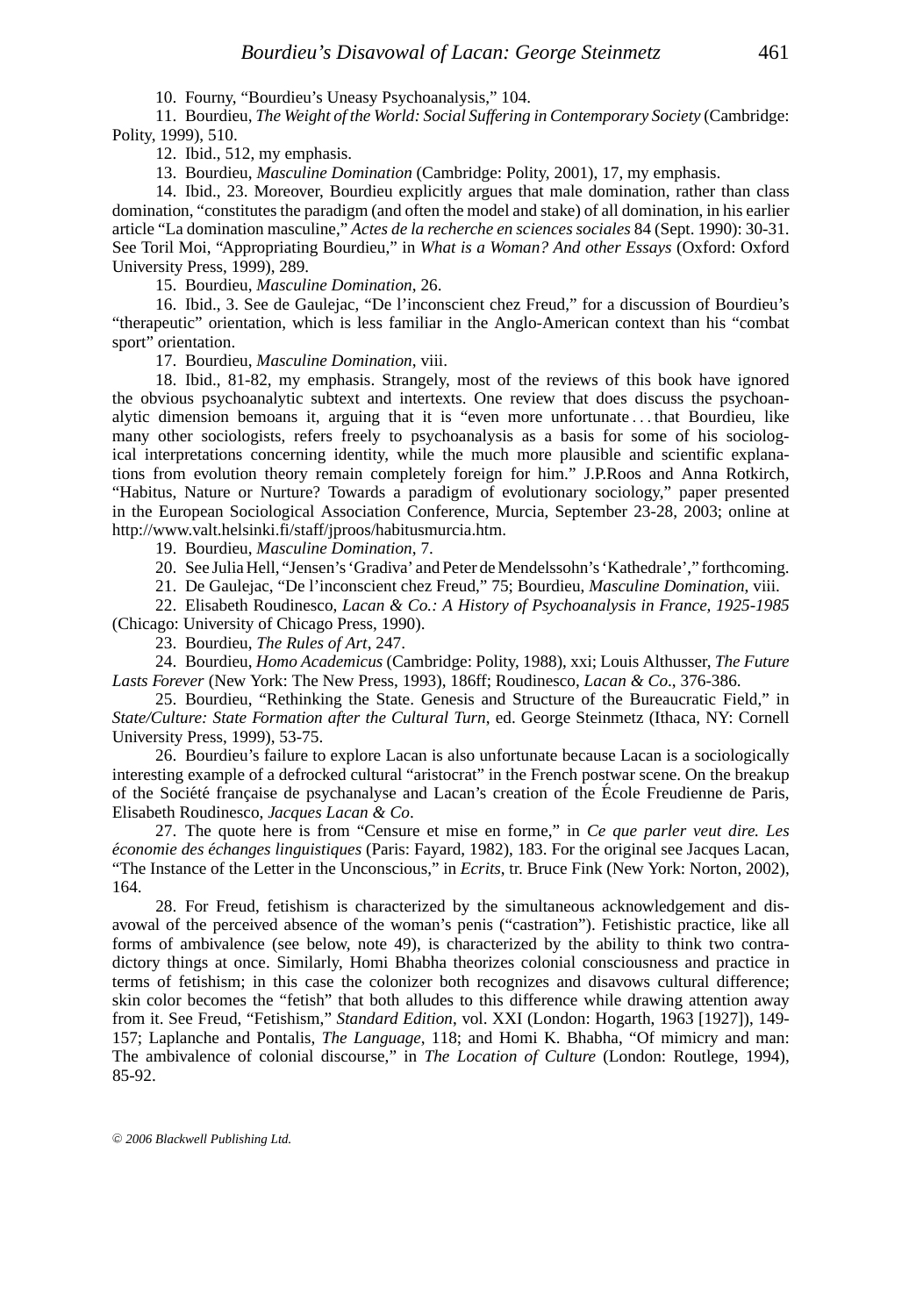10. Fourny, "Bourdieu's Uneasy Psychoanalysis," 104.

11. Bourdieu, *The Weight of the World: Social Suffering in Contemporary Society* (Cambridge: Polity, 1999), 510.

12. Ibid., 512, my emphasis.

13. Bourdieu, *Masculine Domination* (Cambridge: Polity, 2001), 17, my emphasis.

14. Ibid., 23. Moreover, Bourdieu explicitly argues that male domination, rather than class domination, "constitutes the paradigm (and often the model and stake) of all domination, in his earlier article "La domination masculine," *Actes de la recherche en sciences sociales* 84 (Sept. 1990): 30-31. See Toril Moi, "Appropriating Bourdieu," in *What is a Woman? And other Essays* (Oxford: Oxford University Press, 1999), 289.

15. Bourdieu, *Masculine Domination*, 26.

16. Ibid., 3. See de Gaulejac, "De l'inconscient chez Freud," for a discussion of Bourdieu's "therapeutic" orientation, which is less familiar in the Anglo-American context than his "combat sport" orientation.

17. Bourdieu, *Masculine Domination*, viii.

18. Ibid., 81-82, my emphasis. Strangely, most of the reviews of this book have ignored the obvious psychoanalytic subtext and intertexts. One review that does discuss the psychoanalytic dimension bemoans it, arguing that it is "even more unfortunate . . . that Bourdieu, like many other sociologists, refers freely to psychoanalysis as a basis for some of his sociological interpretations concerning identity, while the much more plausible and scientific explanations from evolution theory remain completely foreign for him." J.P.Roos and Anna Rotkirch, "Habitus, Nature or Nurture? Towards a paradigm of evolutionary sociology," paper presented in the European Sociological Association Conference, Murcia, September 23-28, 2003; online at http://www.valt.helsinki.fi/staff/jproos/habitusmurcia.htm.

19. Bourdieu, *Masculine Domination*, 7.

20. See Julia Hell, "Jensen's 'Gradiva' and Peter de Mendelssohn's 'Kathedrale'," forthcoming.

21. De Gaulejac, "De l'inconscient chez Freud," 75; Bourdieu, *Masculine Domination*, viii.

22. Elisabeth Roudinesco, *Lacan & Co.: A History of Psychoanalysis in France, 1925-1985* (Chicago: University of Chicago Press, 1990).

23. Bourdieu, *The Rules of Art*, 247.

24. Bourdieu, *Homo Academicus* (Cambridge: Polity, 1988), xxi; Louis Althusser, *The Future Lasts Forever* (New York: The New Press, 1993), 186ff; Roudinesco, *Lacan & Co*., 376-386.

25. Bourdieu, "Rethinking the State. Genesis and Structure of the Bureaucratic Field," in *State/Culture: State Formation after the Cultural Turn*, ed. George Steinmetz (Ithaca, NY: Cornell University Press, 1999), 53-75.

26. Bourdieu's failure to explore Lacan is also unfortunate because Lacan is a sociologically interesting example of a defrocked cultural "aristocrat" in the French postwar scene. On the breakup of the Société française de psychanalyse and Lacan's creation of the École Freudienne de Paris, Elisabeth Roudinesco, *Jacques Lacan & Co*.

27. The quote here is from "Censure et mise en forme," in *Ce que parler veut dire. Les économie des échanges linguistiques* (Paris: Fayard, 1982), 183. For the original see Jacques Lacan, "The Instance of the Letter in the Unconscious," in *Ecrits*, tr. Bruce Fink (New York: Norton, 2002), 164.

28. For Freud, fetishism is characterized by the simultaneous acknowledgement and disavowal of the perceived absence of the woman's penis ("castration"). Fetishistic practice, like all forms of ambivalence (see below, note 49), is characterized by the ability to think two contradictory things at once. Similarly, Homi Bhabha theorizes colonial consciousness and practice in terms of fetishism; in this case the colonizer both recognizes and disavows cultural difference; skin color becomes the "fetish" that both alludes to this difference while drawing attention away from it. See Freud, "Fetishism," *Standard Edition*, vol. XXI (London: Hogarth, 1963 [1927]), 149-157; Laplanche and Pontalis, *The Language*, 118; and Homi K. Bhabha, "Of mimicry and man: The ambivalence of colonial discourse," in *The Location of Culture* (London: Routlege, 1994), 85-92.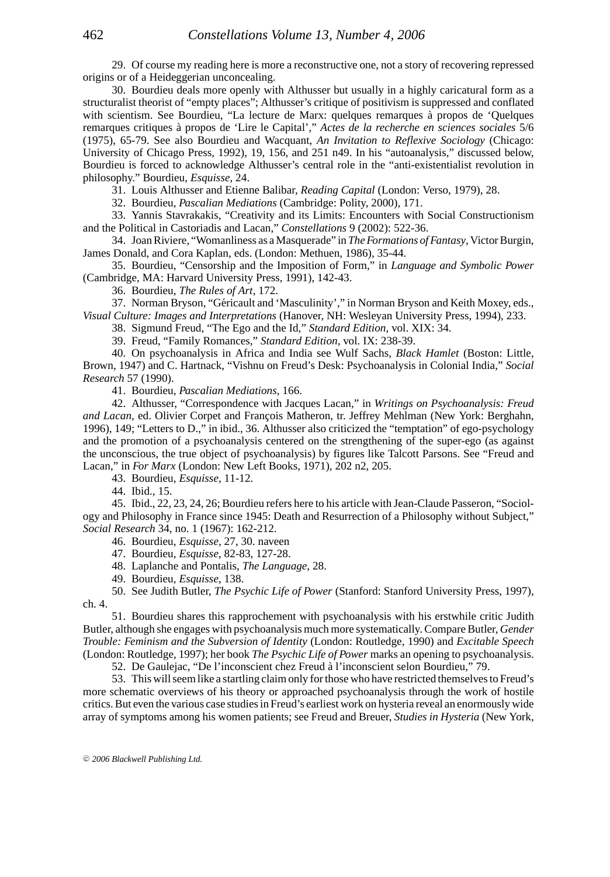29. Of course my reading here is more a reconstructive one, not a story of recovering repressed origins or of a Heideggerian unconcealing.

30. Bourdieu deals more openly with Althusser but usually in a highly caricatural form as a structuralist theorist of "empty places"; Althusser's critique of positivism is suppressed and conflated with scientism. See Bourdieu, "La lecture de Marx: quelques remarques à propos de 'Quelques remarques critiques à propos de 'Lire le Capital'," *Actes de la recherche en sciences sociales* 5/6 (1975), 65-79. See also Bourdieu and Wacquant, *An Invitation to Reflexive Sociology* (Chicago: University of Chicago Press, 1992), 19, 156, and 251 n49. In his "autoanalysis," discussed below, Bourdieu is forced to acknowledge Althusser's central role in the "anti-existentialist revolution in philosophy." Bourdieu, *Esquisse*, 24.

31. Louis Althusser and Etienne Balibar, *Reading Capital* (London: Verso, 1979), 28.

32. Bourdieu, *Pascalian Mediations* (Cambridge: Polity, 2000), 171.

33. Yannis Stavrakakis, "Creativity and its Limits: Encounters with Social Constructionism and the Political in Castoriadis and Lacan," *Constellations* 9 (2002): 522-36.

34. Joan Riviere, "Womanliness as a Masquerade" in *The Formations of Fantasy*, Victor Burgin, James Donald, and Cora Kaplan, eds. (London: Methuen, 1986), 35-44.

35. Bourdieu, "Censorship and the Imposition of Form," in *Language and Symbolic Power* (Cambridge, MA: Harvard University Press, 1991), 142-43.

36. Bourdieu, *The Rules of Art*, 172.

37. Norman Bryson, "Géricault and 'Masculinity'," in Norman Bryson and Keith Moxey, eds., *Visual Culture: Images and Interpretations* (Hanover, NH: Wesleyan University Press, 1994), 233.

38. Sigmund Freud, "The Ego and the Id," *Standard Edition*, vol. XIX: 34.

39. Freud, "Family Romances," *Standard Edition*, vol. IX: 238-39.

40. On psychoanalysis in Africa and India see Wulf Sachs, *Black Hamlet* (Boston: Little, Brown, 1947) and C. Hartnack, "Vishnu on Freud's Desk: Psychoanalysis in Colonial India," *Social Research* 57 (1990).

41. Bourdieu, *Pascalian Mediations*, 166.

42. Althusser, "Correspondence with Jacques Lacan," in *Writings on Psychoanalysis: Freud and Lacan*, ed. Olivier Corpet and François Matheron, tr. Jeffrey Mehlman (New York: Berghahn, 1996), 149; "Letters to D.," in ibid., 36. Althusser also criticized the "temptation" of ego-psychology and the promotion of a psychoanalysis centered on the strengthening of the super-ego (as against the unconscious, the true object of psychoanalysis) by figures like Talcott Parsons. See "Freud and Lacan," in *For Marx* (London: New Left Books, 1971), 202 n2, 205.

43. Bourdieu, *Esquisse*, 11-12.

44. Ibid., 15.

45. Ibid., 22, 23, 24, 26; Bourdieu refers here to his article with Jean-Claude Passeron, "Sociology and Philosophy in France since 1945: Death and Resurrection of a Philosophy without Subject," *Social Research* 34, no. 1 (1967): 162-212.

46. Bourdieu, *Esquisse*, 27, 30. naveen

47. Bourdieu, *Esquisse*, 82-83, 127-28.

48. Laplanche and Pontalis, *The Language*, 28.

49. Bourdieu, *Esquisse*, 138.

50. See Judith Butler, *The Psychic Life of Power* (Stanford: Stanford University Press, 1997), ch. 4.

51. Bourdieu shares this rapprochement with psychoanalysis with his erstwhile critic Judith Butler, although she engages with psychoanalysis much more systematically. Compare Butler, *Gender Trouble: Feminism and the Subversion of Identity* (London: Routledge, 1990) and *Excitable Speech* (London: Routledge, 1997); her book *The Psychic Life of Power* marks an opening to psychoanalysis.

52. De Gaulejac, "De l'inconscient chez Freud à l'inconscient selon Bourdieu," 79.

53. This will seem like a startling claim only for those who have restricted themselves to Freud's more schematic overviews of his theory or approached psychoanalysis through the work of hostile critics. But even the various case studies in Freud's earliest work on hysteria reveal an enormously wide array of symptoms among his women patients; see Freud and Breuer, *Studies in Hysteria* (New York,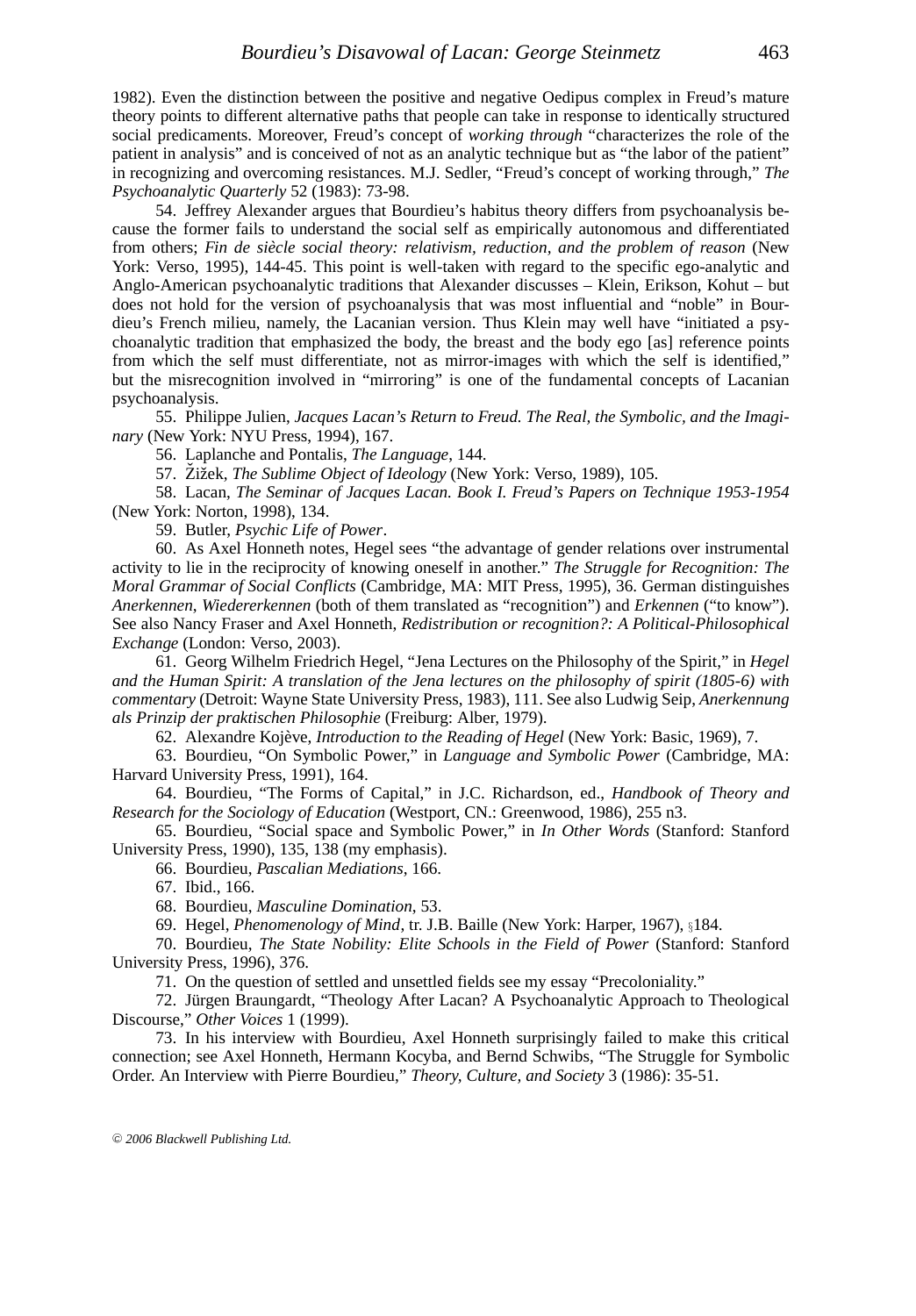1982). Even the distinction between the positive and negative Oedipus complex in Freud's mature theory points to different alternative paths that people can take in response to identically structured social predicaments. Moreover, Freud's concept of *working through* "characterizes the role of the patient in analysis" and is conceived of not as an analytic technique but as "the labor of the patient" in recognizing and overcoming resistances. M.J. Sedler, "Freud's concept of working through," *The Psychoanalytic Quarterly* 52 (1983): 73-98.

54. Jeffrey Alexander argues that Bourdieu's habitus theory differs from psychoanalysis because the former fails to understand the social self as empirically autonomous and differentiated from others; *Fin de siècle social theory: relativism, reduction, and the problem of reason* (New York: Verso, 1995), 144-45. This point is well-taken with regard to the specific ego-analytic and Anglo-American psychoanalytic traditions that Alexander discusses – Klein, Erikson, Kohut – but does not hold for the version of psychoanalysis that was most influential and "noble" in Bourdieu's French milieu, namely, the Lacanian version. Thus Klein may well have "initiated a psychoanalytic tradition that emphasized the body, the breast and the body ego [as] reference points from which the self must differentiate, not as mirror-images with which the self is identified," but the misrecognition involved in "mirroring" is one of the fundamental concepts of Lacanian psychoanalysis.

55. Philippe Julien, *Jacques Lacan's Return to Freud. The Real, the Symbolic, and the Imaginary* (New York: NYU Press, 1994), 167.

56. Laplanche and Pontalis, *The Language*, 144.

57. Žižek, *The Sublime Object of Ideology* (New York: Verso, 1989), 105.

58. Lacan, *The Seminar of Jacques Lacan. Book I. Freud's Papers on Technique 1953-1954* (New York: Norton, 1998), 134.

59. Butler, *Psychic Life of Power*.

60. As Axel Honneth notes, Hegel sees "the advantage of gender relations over instrumental activity to lie in the reciprocity of knowing oneself in another." *The Struggle for Recognition: The Moral Grammar of Social Conflicts* (Cambridge, MA: MIT Press, 1995), 36. German distinguishes *Anerkennen*, *Wiedererkennen* (both of them translated as "recognition") and *Erkennen* ("to know"). See also Nancy Fraser and Axel Honneth, *Redistribution or recognition?: A Political-Philosophical Exchange* (London: Verso, 2003).

61. Georg Wilhelm Friedrich Hegel, "Jena Lectures on the Philosophy of the Spirit," in *Hegel and the Human Spirit: A translation of the Jena lectures on the philosophy of spirit (1805-6) with commentary* (Detroit: Wayne State University Press, 1983), 111. See also Ludwig Seip, *Anerkennung als Prinzip der praktischen Philosophie* (Freiburg: Alber, 1979).

62. Alexandre Kojève, *Introduction to the Reading of Hegel* (New York: Basic, 1969), 7.

63. Bourdieu, "On Symbolic Power," in *Language and Symbolic Power* (Cambridge, MA: Harvard University Press, 1991), 164.

64. Bourdieu, "The Forms of Capital," in J.C. Richardson, ed., *Handbook of Theory and Research for the Sociology of Education* (Westport, CN.: Greenwood, 1986), 255 n3.

65. Bourdieu, "Social space and Symbolic Power," in *In Other Words* (Stanford: Stanford University Press, 1990), 135, 138 (my emphasis).

66. Bourdieu, *Pascalian Mediations*, 166.

67. Ibid., 166.

68. Bourdieu, *Masculine Domination*, 53.

69. Hegel, *Phenomenology of Mind*, tr. J.B. Baille (New York: Harper, 1967), §184.

70. Bourdieu, *The State Nobility: Elite Schools in the Field of Power* (Stanford: Stanford University Press, 1996), 376.

71. On the question of settled and unsettled fields see my essay "Precoloniality."

72. Jürgen Braungardt, "Theology After Lacan? A Psychoanalytic Approach to Theological Discourse," *Other Voices* 1 (1999).

73. In his interview with Bourdieu, Axel Honneth surprisingly failed to make this critical connection; see Axel Honneth, Hermann Kocyba, and Bernd Schwibs, "The Struggle for Symbolic Order. An Interview with Pierre Bourdieu," *Theory, Culture, and Society* 3 (1986): 35-51.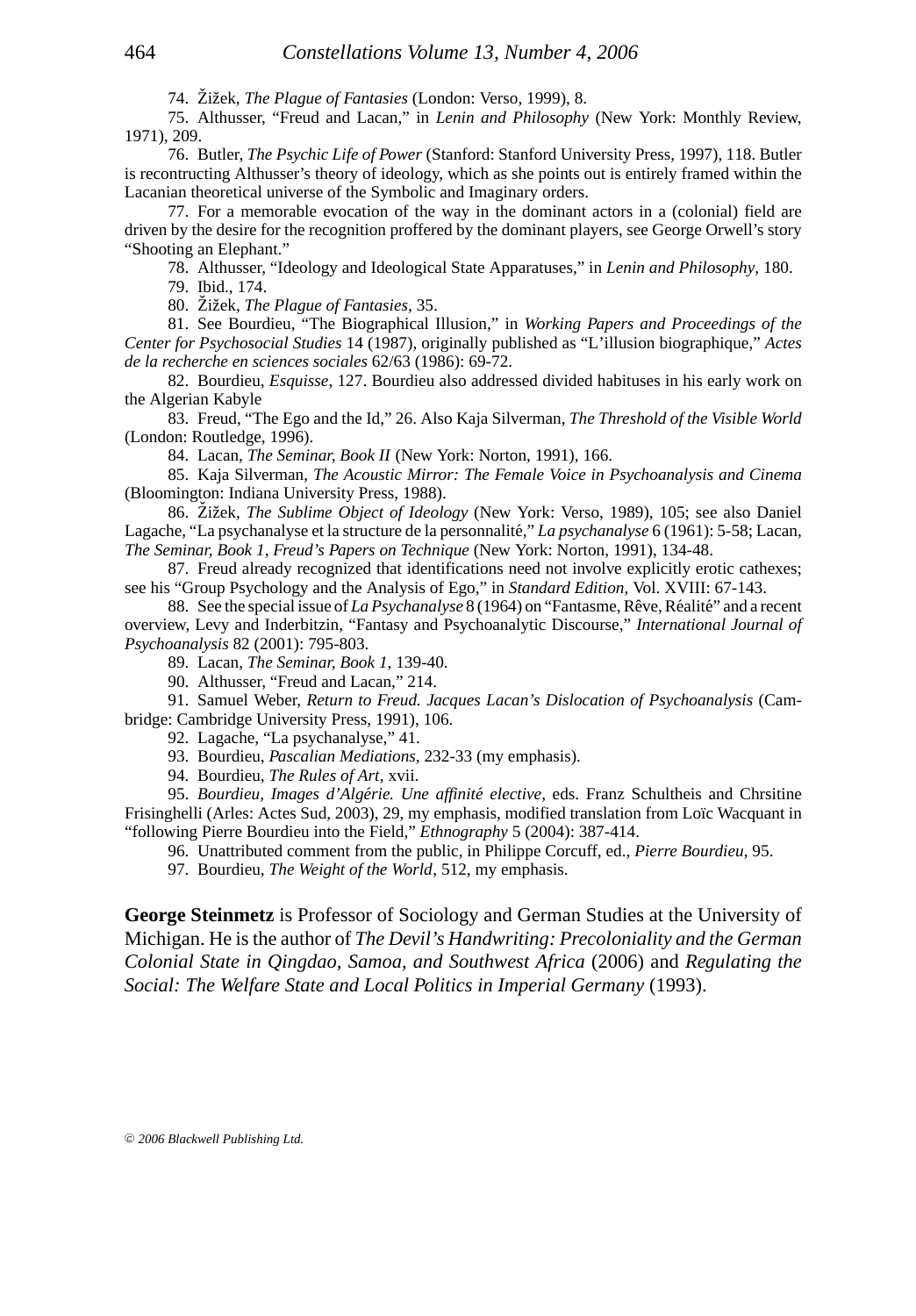74. Žižek, *The Plague of Fantasies* (London: Verso, 1999), 8.

75. Althusser, "Freud and Lacan," in *Lenin and Philosophy* (New York: Monthly Review, 1971), 209.

76. Butler, *The Psychic Life of Power* (Stanford: Stanford University Press, 1997), 118. Butler is recontructing Althusser's theory of ideology, which as she points out is entirely framed within the Lacanian theoretical universe of the Symbolic and Imaginary orders.

77. For a memorable evocation of the way in the dominant actors in a (colonial) field are driven by the desire for the recognition proffered by the dominant players, see George Orwell's story "Shooting an Elephant."

78. Althusser, "Ideology and Ideological State Apparatuses," in *Lenin and Philosophy*, 180.

79. Ibid., 174.

80. Žižek, *The Plague of Fantasies*, 35.

81. See Bourdieu, "The Biographical Illusion," in *Working Papers and Proceedings of the Center for Psychosocial Studies* 14 (1987), originally published as "L'illusion biographique," *Actes de la recherche en sciences sociales* 62/63 (1986): 69-72.

82. Bourdieu, *Esquisse*, 127. Bourdieu also addressed divided habituses in his early work on the Algerian Kabyle

83. Freud, "The Ego and the Id," 26. Also Kaja Silverman, *The Threshold of the Visible World* (London: Routledge, 1996).

84. Lacan, *The Seminar, Book II* (New York: Norton, 1991), 166.

85. Kaja Silverman, *The Acoustic Mirror: The Female Voice in Psychoanalysis and Cinema* (Bloomington: Indiana University Press, 1988).

86. Žižek, *The Sublime Object of Ideology* (New York: Verso, 1989), 105; see also Daniel Lagache, "La psychanalyse et la structure de la personnalité," *La psychanalyse* 6 (1961): 5-58; Lacan, *The Seminar, Book 1, Freud's Papers on Technique* (New York: Norton, 1991), 134-48.

87. Freud already recognized that identifications need not involve explicitly erotic cathexes; see his "Group Psychology and the Analysis of Ego," in *Standard Edition*, Vol. XVIII: 67-143.

88. See the special issue of *La Psychanalyse* 8 (1964) on "Fantasme, Rêve, Réalité" and a recent overview, Levy and Inderbitzin, "Fantasy and Psychoanalytic Discourse," *International Journal of Psychoanalysis* 82 (2001): 795-803.

89. Lacan, *The Seminar, Book 1*, 139-40.

90. Althusser, "Freud and Lacan," 214.

91. Samuel Weber, *Return to Freud. Jacques Lacan's Dislocation of Psychoanalysis* (Cambridge: Cambridge University Press, 1991), 106.

92. Lagache, "La psychanalyse," 41.

93. Bourdieu, *Pascalian Mediations*, 232-33 (my emphasis).

94. Bourdieu, *The Rules of Art*, xvii.

95. *Bourdieu, Images d'Algérie. Une affinité elective*, eds. Franz Schultheis and Chrsitine Frisinghelli (Arles: Actes Sud, 2003), 29, my emphasis, modified translation from Loïc Wacquant in "following Pierre Bourdieu into the Field," *Ethnography* 5 (2004): 387-414.

96. Unattributed comment from the public, in Philippe Corcuff, ed., *Pierre Bourdieu*, 95.

97. Bourdieu, *The Weight of the World*, 512, my emphasis.

**George Steinmetz** is Professor of Sociology and German Studies at the University of Michigan. He is the author of *The Devil's Handwriting: Precoloniality and the German Colonial State in Qingdao, Samoa, and Southwest Africa* (2006) and *Regulating the Social: The Welfare State and Local Politics in Imperial Germany* (1993).